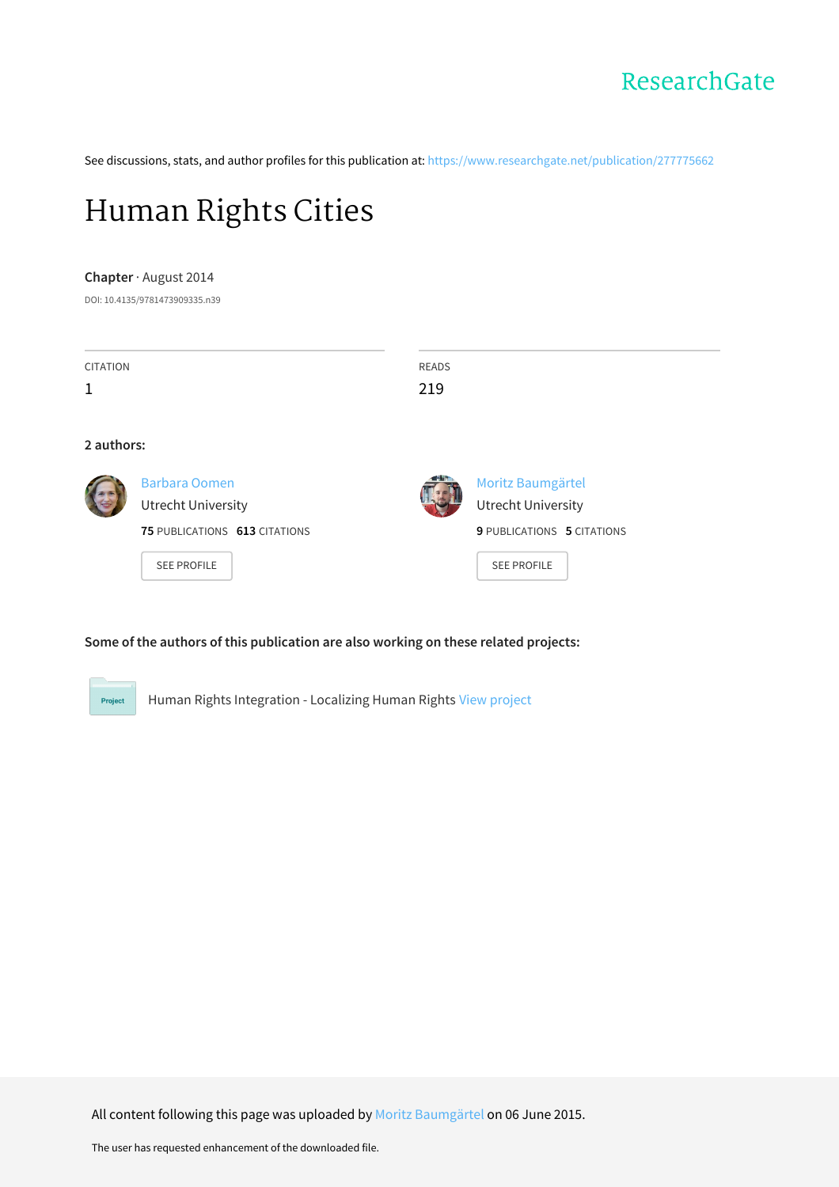ResearchGate

See discussions, stats, and author profiles for this publication at: https://www.researchgate.net/publication/277775662

# Human Rights Cities

**Chapter** · August 2014

DOI: 10.4135/9781473909335.n39

| CITATION | READS |
| --- | --- |
| 1 | 219 |

**2 authors:**

Barbara Oomen
Utrecht University
**75** PUBLICATIONS **613** CITATIONS
SEE PROFILE

Moritz Baumgärtel
Utrecht University
**9** PUBLICATIONS **5** CITATIONS
SEE PROFILE

**Some of the authors of this publication are also working on these related projects:**

Project: Human Rights Integration - Localizing Human Rights View project

All content following this page was uploaded by Moritz Baumgärtel on 06 June 2015.

The user has requested enhancement of the downloaded file.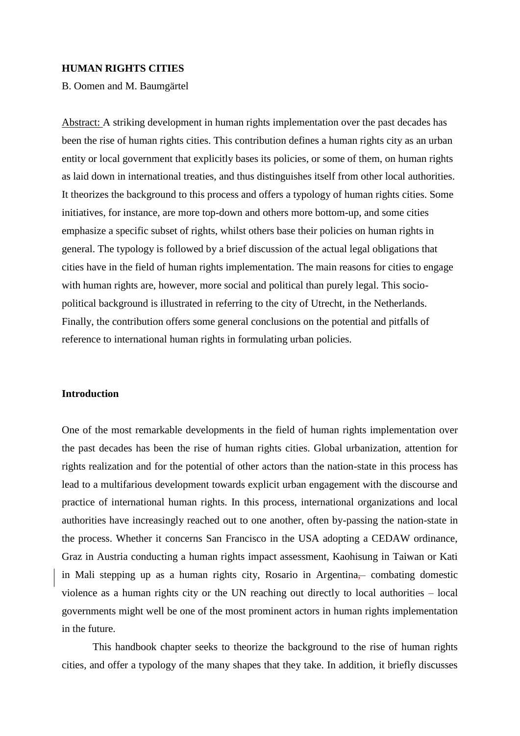**HUMAN RIGHTS CITIES**

B. Oomen and M. Baumgärtel

Abstract: A striking development in human rights implementation over the past decades has been the rise of human rights cities. This contribution defines a human rights city as an urban entity or local government that explicitly bases its policies, or some of them, on human rights as laid down in international treaties, and thus distinguishes itself from other local authorities. It theorizes the background to this process and offers a typology of human rights cities. Some initiatives, for instance, are more top-down and others more bottom-up, and some cities emphasize a specific subset of rights, whilst others base their policies on human rights in general. The typology is followed by a brief discussion of the actual legal obligations that cities have in the field of human rights implementation. The main reasons for cities to engage with human rights are, however, more social and political than purely legal. This socio-political background is illustrated in referring to the city of Utrecht, in the Netherlands. Finally, the contribution offers some general conclusions on the potential and pitfalls of reference to international human rights in formulating urban policies.

## Introduction

One of the most remarkable developments in the field of human rights implementation over the past decades has been the rise of human rights cities. Global urbanization, attention for rights realization and for the potential of other actors than the nation-state in this process has lead to a multifarious development towards explicit urban engagement with the discourse and practice of international human rights. In this process, international organizations and local authorities have increasingly reached out to one another, often by-passing the nation-state in the process. Whether it concerns San Francisco in the USA adopting a CEDAW ordinance, Graz in Austria conducting a human rights impact assessment, Kaohisung in Taiwan or Kati in Mali stepping up as a human rights city, Rosario in Argentina, combating domestic violence as a human rights city or the UN reaching out directly to local authorities – local governments might well be one of the most prominent actors in human rights implementation in the future.

This handbook chapter seeks to theorize the background to the rise of human rights cities, and offer a typology of the many shapes that they take. In addition, it briefly discusses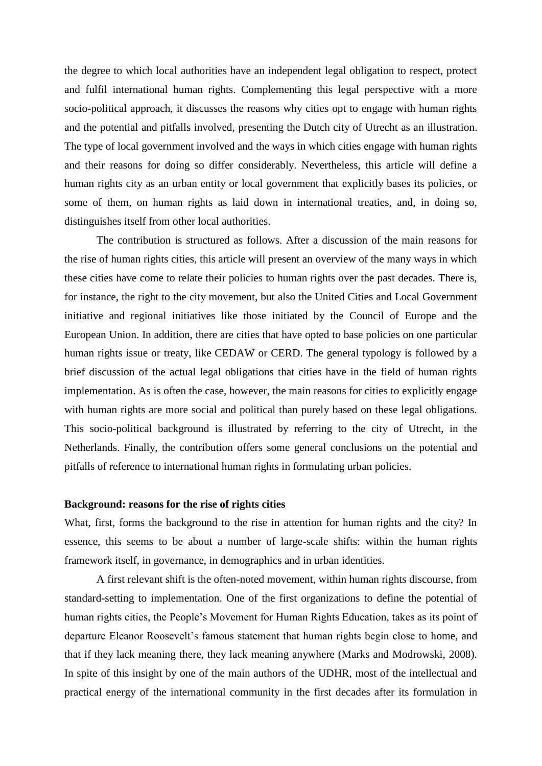the degree to which local authorities have an independent legal obligation to respect, protect and fulfil international human rights. Complementing this legal perspective with a more socio-political approach, it discusses the reasons why cities opt to engage with human rights and the potential and pitfalls involved, presenting the Dutch city of Utrecht as an illustration. The type of local government involved and the ways in which cities engage with human rights and their reasons for doing so differ considerably. Nevertheless, this article will define a human rights city as an urban entity or local government that explicitly bases its policies, or some of them, on human rights as laid down in international treaties, and, in doing so, distinguishes itself from other local authorities.

The contribution is structured as follows. After a discussion of the main reasons for the rise of human rights cities, this article will present an overview of the many ways in which these cities have come to relate their policies to human rights over the past decades. There is, for instance, the right to the city movement, but also the United Cities and Local Government initiative and regional initiatives like those initiated by the Council of Europe and the European Union. In addition, there are cities that have opted to base policies on one particular human rights issue or treaty, like CEDAW or CERD. The general typology is followed by a brief discussion of the actual legal obligations that cities have in the field of human rights implementation. As is often the case, however, the main reasons for cities to explicitly engage with human rights are more social and political than purely based on these legal obligations. This socio-political background is illustrated by referring to the city of Utrecht, in the Netherlands. Finally, the contribution offers some general conclusions on the potential and pitfalls of reference to international human rights in formulating urban policies.

**Background: reasons for the rise of rights cities**

What, first, forms the background to the rise in attention for human rights and the city? In essence, this seems to be about a number of large-scale shifts: within the human rights framework itself, in governance, in demographics and in urban identities.

A first relevant shift is the often-noted movement, within human rights discourse, from standard-setting to implementation. One of the first organizations to define the potential of human rights cities, the People's Movement for Human Rights Education, takes as its point of departure Eleanor Roosevelt's famous statement that human rights begin close to home, and that if they lack meaning there, they lack meaning anywhere (Marks and Modrowski, 2008). In spite of this insight by one of the main authors of the UDHR, most of the intellectual and practical energy of the international community in the first decades after its formulation in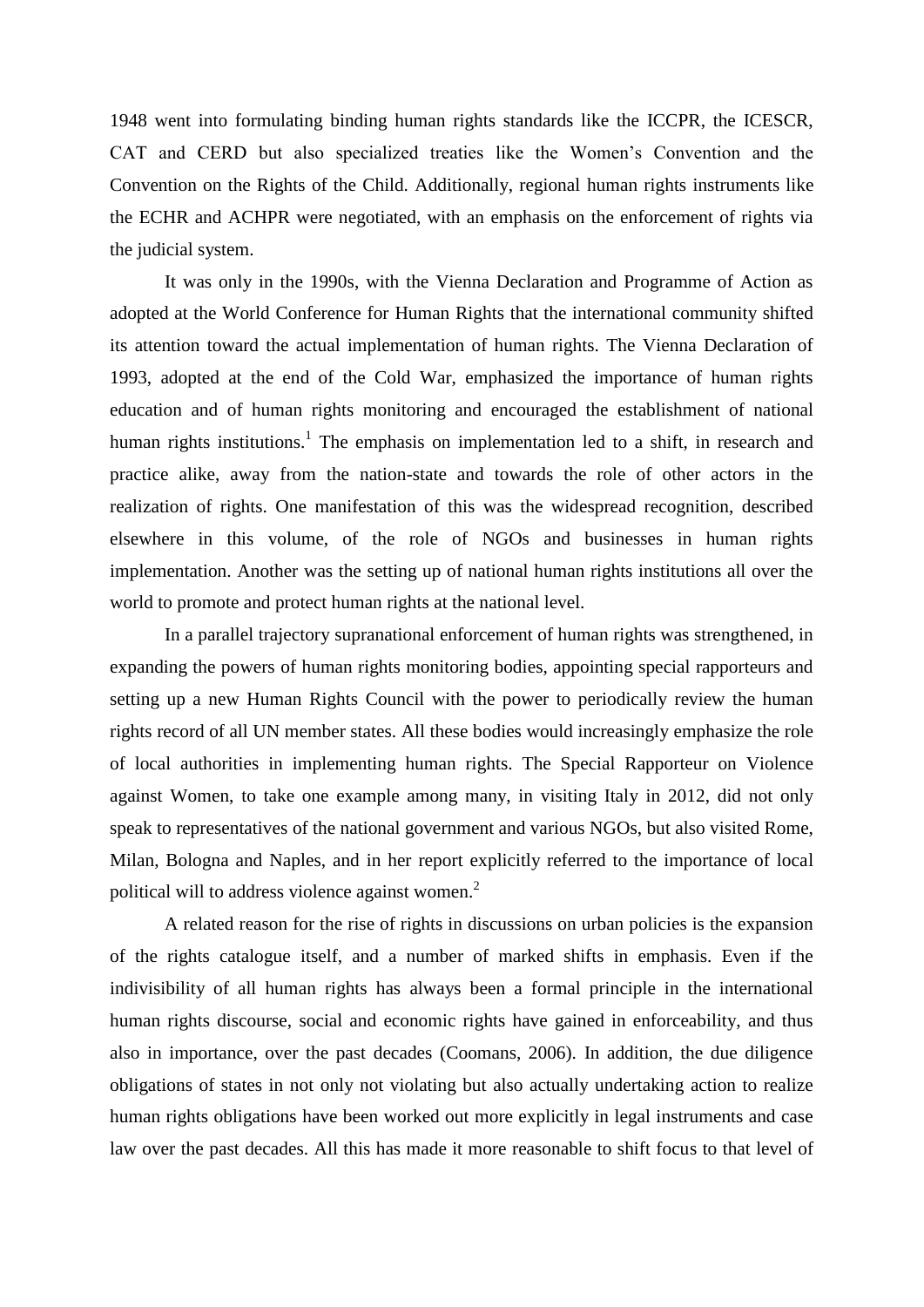1948 went into formulating binding human rights standards like the ICCPR, the ICESCR, CAT and CERD but also specialized treaties like the Women's Convention and the Convention on the Rights of the Child. Additionally, regional human rights instruments like the ECHR and ACHPR were negotiated, with an emphasis on the enforcement of rights via the judicial system.

It was only in the 1990s, with the Vienna Declaration and Programme of Action as adopted at the World Conference for Human Rights that the international community shifted its attention toward the actual implementation of human rights. The Vienna Declaration of 1993, adopted at the end of the Cold War, emphasized the importance of human rights education and of human rights monitoring and encouraged the establishment of national human rights institutions.[1] The emphasis on implementation led to a shift, in research and practice alike, away from the nation-state and towards the role of other actors in the realization of rights. One manifestation of this was the widespread recognition, described elsewhere in this volume, of the role of NGOs and businesses in human rights implementation. Another was the setting up of national human rights institutions all over the world to promote and protect human rights at the national level.

In a parallel trajectory supranational enforcement of human rights was strengthened, in expanding the powers of human rights monitoring bodies, appointing special rapporteurs and setting up a new Human Rights Council with the power to periodically review the human rights record of all UN member states. All these bodies would increasingly emphasize the role of local authorities in implementing human rights. The Special Rapporteur on Violence against Women, to take one example among many, in visiting Italy in 2012, did not only speak to representatives of the national government and various NGOs, but also visited Rome, Milan, Bologna and Naples, and in her report explicitly referred to the importance of local political will to address violence against women.[2]

A related reason for the rise of rights in discussions on urban policies is the expansion of the rights catalogue itself, and a number of marked shifts in emphasis. Even if the indivisibility of all human rights has always been a formal principle in the international human rights discourse, social and economic rights have gained in enforceability, and thus also in importance, over the past decades (Coomans, 2006). In addition, the due diligence obligations of states in not only not violating but also actually undertaking action to realize human rights obligations have been worked out more explicitly in legal instruments and case law over the past decades. All this has made it more reasonable to shift focus to that level of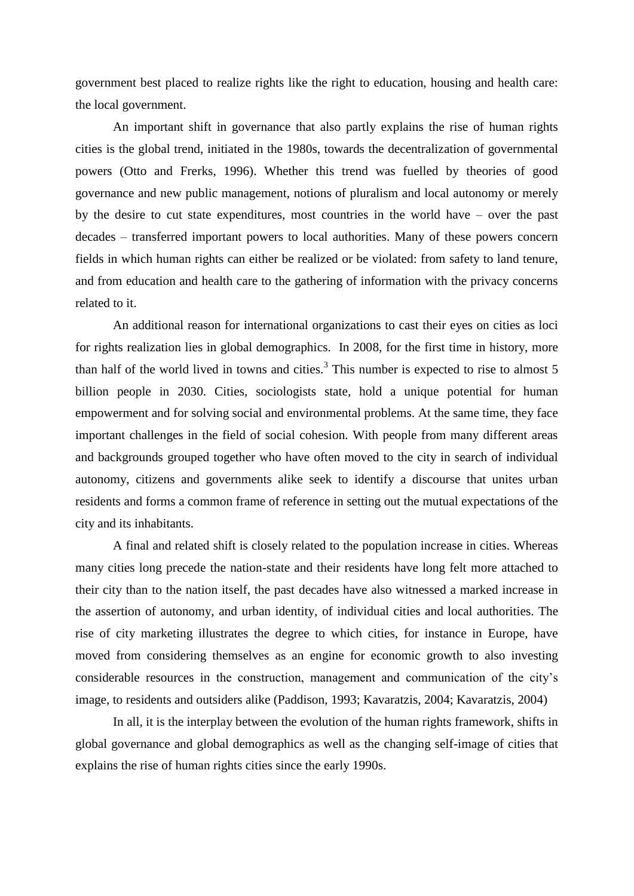government best placed to realize rights like the right to education, housing and health care: the local government.

An important shift in governance that also partly explains the rise of human rights cities is the global trend, initiated in the 1980s, towards the decentralization of governmental powers (Otto and Frerks, 1996). Whether this trend was fuelled by theories of good governance and new public management, notions of pluralism and local autonomy or merely by the desire to cut state expenditures, most countries in the world have – over the past decades – transferred important powers to local authorities. Many of these powers concern fields in which human rights can either be realized or be violated: from safety to land tenure, and from education and health care to the gathering of information with the privacy concerns related to it.

An additional reason for international organizations to cast their eyes on cities as loci for rights realization lies in global demographics. In 2008, for the first time in history, more than half of the world lived in towns and cities.[3] This number is expected to rise to almost 5 billion people in 2030. Cities, sociologists state, hold a unique potential for human empowerment and for solving social and environmental problems. At the same time, they face important challenges in the field of social cohesion. With people from many different areas and backgrounds grouped together who have often moved to the city in search of individual autonomy, citizens and governments alike seek to identify a discourse that unites urban residents and forms a common frame of reference in setting out the mutual expectations of the city and its inhabitants.

A final and related shift is closely related to the population increase in cities. Whereas many cities long precede the nation-state and their residents have long felt more attached to their city than to the nation itself, the past decades have also witnessed a marked increase in the assertion of autonomy, and urban identity, of individual cities and local authorities. The rise of city marketing illustrates the degree to which cities, for instance in Europe, have moved from considering themselves as an engine for economic growth to also investing considerable resources in the construction, management and communication of the city's image, to residents and outsiders alike (Paddison, 1993; Kavaratzis, 2004; Kavaratzis, 2004)

In all, it is the interplay between the evolution of the human rights framework, shifts in global governance and global demographics as well as the changing self-image of cities that explains the rise of human rights cities since the early 1990s.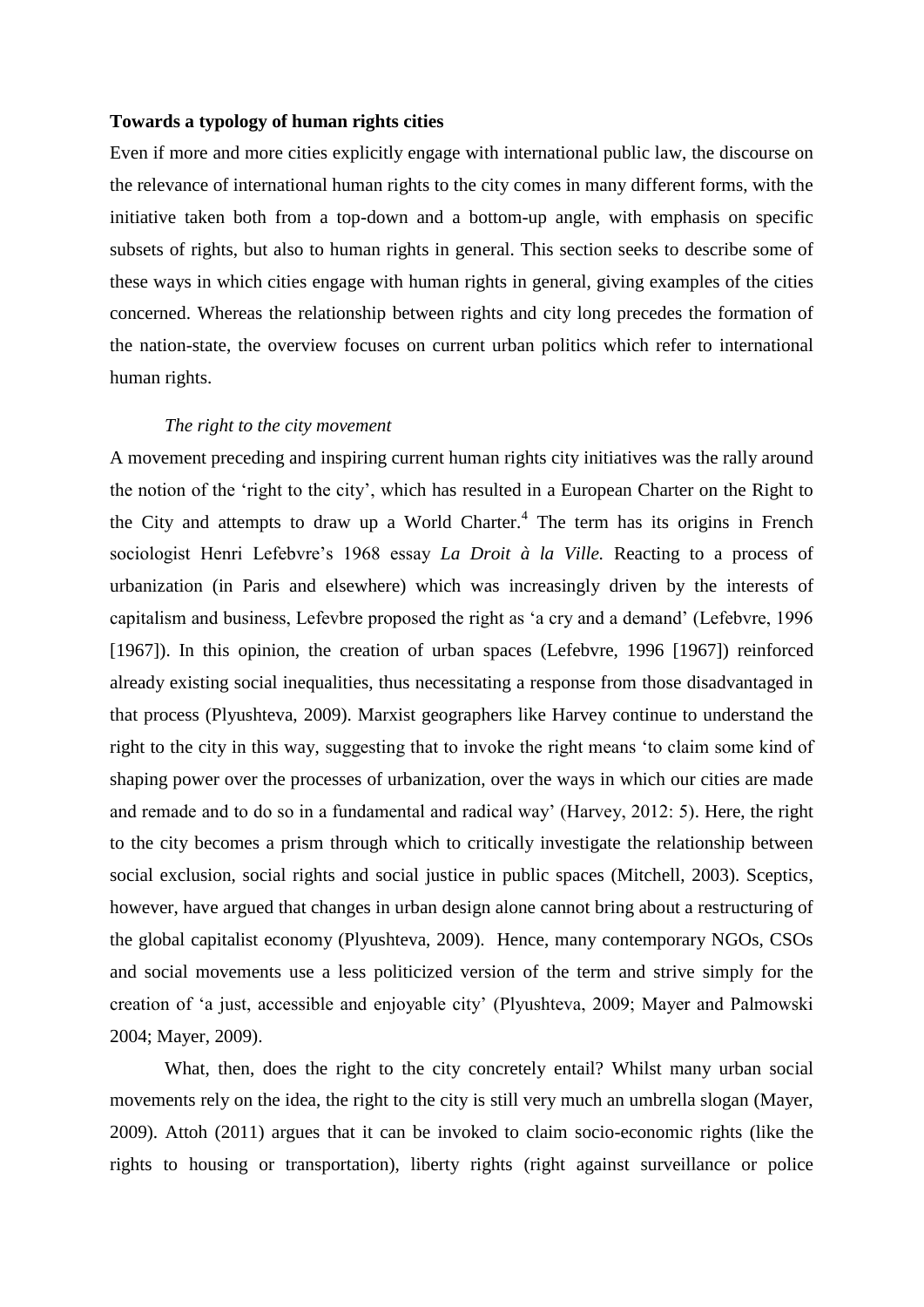**Towards a typology of human rights cities**

Even if more and more cities explicitly engage with international public law, the discourse on the relevance of international human rights to the city comes in many different forms, with the initiative taken both from a top-down and a bottom-up angle, with emphasis on specific subsets of rights, but also to human rights in general. This section seeks to describe some of these ways in which cities engage with human rights in general, giving examples of the cities concerned. Whereas the relationship between rights and city long precedes the formation of the nation-state, the overview focuses on current urban politics which refer to international human rights.

*The right to the city movement*

A movement preceding and inspiring current human rights city initiatives was the rally around the notion of the 'right to the city', which has resulted in a European Charter on the Right to the City and attempts to draw up a World Charter.[4] The term has its origins in French sociologist Henri Lefebvre's 1968 essay *La Droit à la Ville.* Reacting to a process of urbanization (in Paris and elsewhere) which was increasingly driven by the interests of capitalism and business, Lefevbre proposed the right as 'a cry and a demand' (Lefebvre, 1996 [1967]). In this opinion, the creation of urban spaces (Lefebvre, 1996 [1967]) reinforced already existing social inequalities, thus necessitating a response from those disadvantaged in that process (Plyushteva, 2009). Marxist geographers like Harvey continue to understand the right to the city in this way, suggesting that to invoke the right means 'to claim some kind of shaping power over the processes of urbanization, over the ways in which our cities are made and remade and to do so in a fundamental and radical way' (Harvey, 2012: 5). Here, the right to the city becomes a prism through which to critically investigate the relationship between social exclusion, social rights and social justice in public spaces (Mitchell, 2003). Sceptics, however, have argued that changes in urban design alone cannot bring about a restructuring of the global capitalist economy (Plyushteva, 2009). Hence, many contemporary NGOs, CSOs and social movements use a less politicized version of the term and strive simply for the creation of 'a just, accessible and enjoyable city' (Plyushteva, 2009; Mayer and Palmowski 2004; Mayer, 2009).

What, then, does the right to the city concretely entail? Whilst many urban social movements rely on the idea, the right to the city is still very much an umbrella slogan (Mayer, 2009). Attoh (2011) argues that it can be invoked to claim socio-economic rights (like the rights to housing or transportation), liberty rights (right against surveillance or police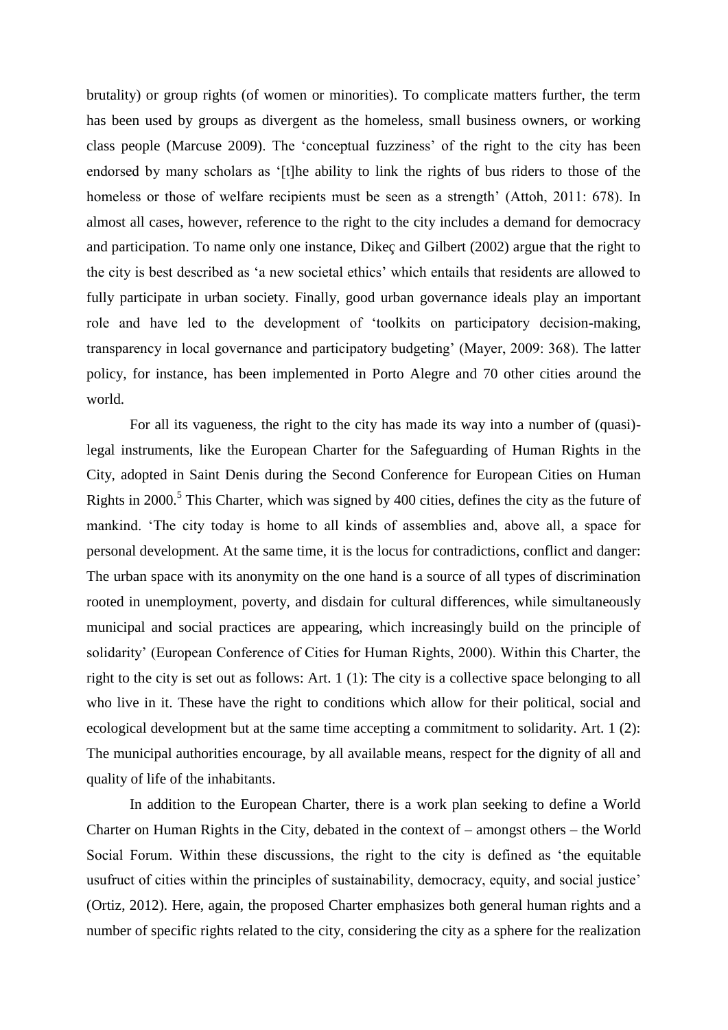brutality) or group rights (of women or minorities). To complicate matters further, the term has been used by groups as divergent as the homeless, small business owners, or working class people (Marcuse 2009). The 'conceptual fuzziness' of the right to the city has been endorsed by many scholars as '[t]he ability to link the rights of bus riders to those of the homeless or those of welfare recipients must be seen as a strength' (Attoh, 2011: 678). In almost all cases, however, reference to the right to the city includes a demand for democracy and participation. To name only one instance, Dikeç and Gilbert (2002) argue that the right to the city is best described as 'a new societal ethics' which entails that residents are allowed to fully participate in urban society. Finally, good urban governance ideals play an important role and have led to the development of 'toolkits on participatory decision-making, transparency in local governance and participatory budgeting' (Mayer, 2009: 368). The latter policy, for instance, has been implemented in Porto Alegre and 70 other cities around the world.

For all its vagueness, the right to the city has made its way into a number of (quasi)-legal instruments, like the European Charter for the Safeguarding of Human Rights in the City, adopted in Saint Denis during the Second Conference for European Cities on Human Rights in 2000.[5] This Charter, which was signed by 400 cities, defines the city as the future of mankind. 'The city today is home to all kinds of assemblies and, above all, a space for personal development. At the same time, it is the locus for contradictions, conflict and danger: The urban space with its anonymity on the one hand is a source of all types of discrimination rooted in unemployment, poverty, and disdain for cultural differences, while simultaneously municipal and social practices are appearing, which increasingly build on the principle of solidarity' (European Conference of Cities for Human Rights, 2000). Within this Charter, the right to the city is set out as follows: Art. 1 (1): The city is a collective space belonging to all who live in it. These have the right to conditions which allow for their political, social and ecological development but at the same time accepting a commitment to solidarity. Art. 1 (2): The municipal authorities encourage, by all available means, respect for the dignity of all and quality of life of the inhabitants.

In addition to the European Charter, there is a work plan seeking to define a World Charter on Human Rights in the City, debated in the context of – amongst others – the World Social Forum. Within these discussions, the right to the city is defined as 'the equitable usufruct of cities within the principles of sustainability, democracy, equity, and social justice' (Ortiz, 2012). Here, again, the proposed Charter emphasizes both general human rights and a number of specific rights related to the city, considering the city as a sphere for the realization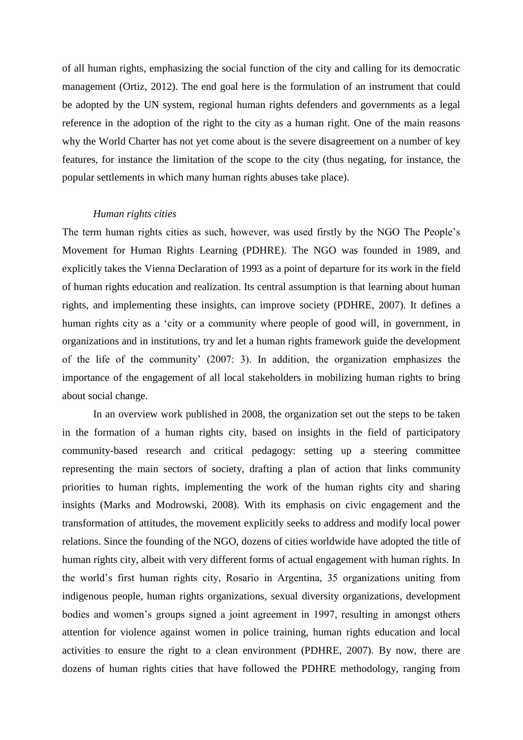of all human rights, emphasizing the social function of the city and calling for its democratic management (Ortiz, 2012). The end goal here is the formulation of an instrument that could be adopted by the UN system, regional human rights defenders and governments as a legal reference in the adoption of the right to the city as a human right. One of the main reasons why the World Charter has not yet come about is the severe disagreement on a number of key features, for instance the limitation of the scope to the city (thus negating, for instance, the popular settlements in which many human rights abuses take place).

*Human rights cities*

The term human rights cities as such, however, was used firstly by the NGO The People's Movement for Human Rights Learning (PDHRE). The NGO was founded in 1989, and explicitly takes the Vienna Declaration of 1993 as a point of departure for its work in the field of human rights education and realization. Its central assumption is that learning about human rights, and implementing these insights, can improve society (PDHRE, 2007). It defines a human rights city as a 'city or a community where people of good will, in government, in organizations and in institutions, try and let a human rights framework guide the development of the life of the community' (2007: 3). In addition, the organization emphasizes the importance of the engagement of all local stakeholders in mobilizing human rights to bring about social change.

In an overview work published in 2008, the organization set out the steps to be taken in the formation of a human rights city, based on insights in the field of participatory community-based research and critical pedagogy: setting up a steering committee representing the main sectors of society, drafting a plan of action that links community priorities to human rights, implementing the work of the human rights city and sharing insights (Marks and Modrowski, 2008). With its emphasis on civic engagement and the transformation of attitudes, the movement explicitly seeks to address and modify local power relations. Since the founding of the NGO, dozens of cities worldwide have adopted the title of human rights city, albeit with very different forms of actual engagement with human rights. In the world's first human rights city, Rosario in Argentina, 35 organizations uniting from indigenous people, human rights organizations, sexual diversity organizations, development bodies and women's groups signed a joint agreement in 1997, resulting in amongst others attention for violence against women in police training, human rights education and local activities to ensure the right to a clean environment (PDHRE, 2007). By now, there are dozens of human rights cities that have followed the PDHRE methodology, ranging from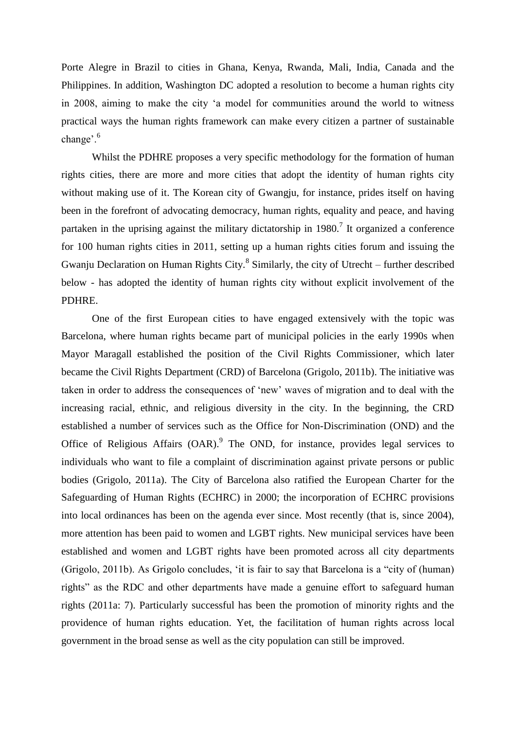Porte Alegre in Brazil to cities in Ghana, Kenya, Rwanda, Mali, India, Canada and the Philippines. In addition, Washington DC adopted a resolution to become a human rights city in 2008, aiming to make the city 'a model for communities around the world to witness practical ways the human rights framework can make every citizen a partner of sustainable change'.[6]

Whilst the PDHRE proposes a very specific methodology for the formation of human rights cities, there are more and more cities that adopt the identity of human rights city without making use of it. The Korean city of Gwangju, for instance, prides itself on having been in the forefront of advocating democracy, human rights, equality and peace, and having partaken in the uprising against the military dictatorship in 1980.[7] It organized a conference for 100 human rights cities in 2011, setting up a human rights cities forum and issuing the Gwanju Declaration on Human Rights City.[8] Similarly, the city of Utrecht – further described below - has adopted the identity of human rights city without explicit involvement of the PDHRE.

One of the first European cities to have engaged extensively with the topic was Barcelona, where human rights became part of municipal policies in the early 1990s when Mayor Maragall established the position of the Civil Rights Commissioner, which later became the Civil Rights Department (CRD) of Barcelona (Grigolo, 2011b). The initiative was taken in order to address the consequences of 'new' waves of migration and to deal with the increasing racial, ethnic, and religious diversity in the city. In the beginning, the CRD established a number of services such as the Office for Non-Discrimination (OND) and the Office of Religious Affairs (OAR).[9] The OND, for instance, provides legal services to individuals who want to file a complaint of discrimination against private persons or public bodies (Grigolo, 2011a). The City of Barcelona also ratified the European Charter for the Safeguarding of Human Rights (ECHRC) in 2000; the incorporation of ECHRC provisions into local ordinances has been on the agenda ever since. Most recently (that is, since 2004), more attention has been paid to women and LGBT rights. New municipal services have been established and women and LGBT rights have been promoted across all city departments (Grigolo, 2011b). As Grigolo concludes, 'it is fair to say that Barcelona is a "city of (human) rights" as the RDC and other departments have made a genuine effort to safeguard human rights (2011a: 7). Particularly successful has been the promotion of minority rights and the providence of human rights education. Yet, the facilitation of human rights across local government in the broad sense as well as the city population can still be improved.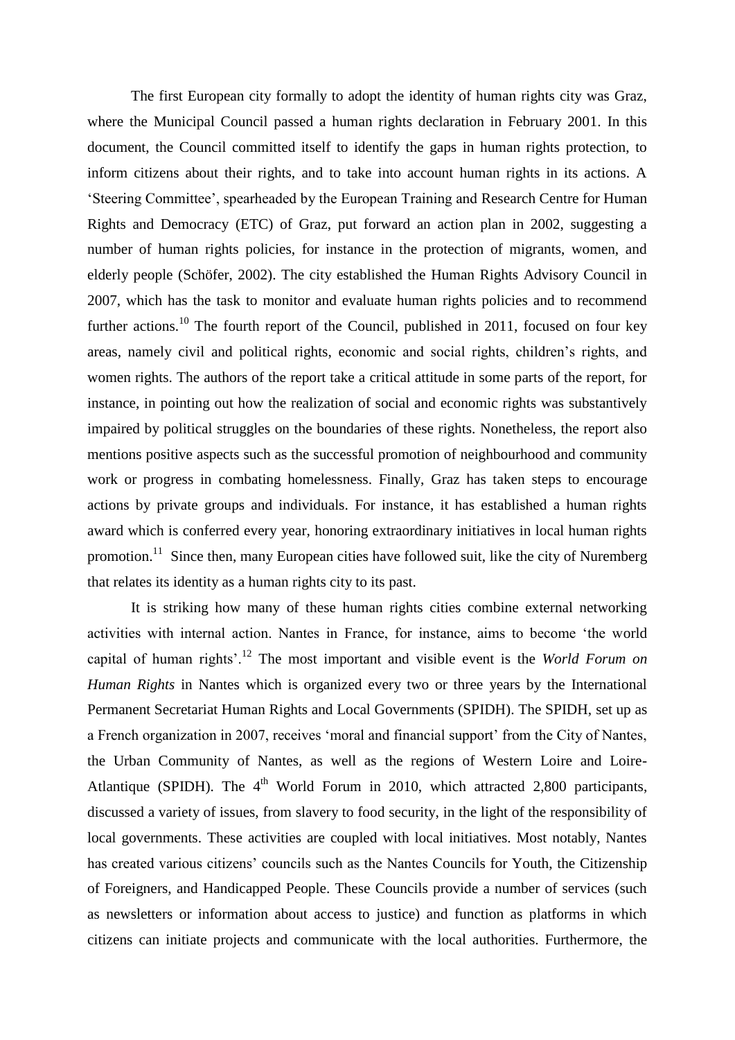The first European city formally to adopt the identity of human rights city was Graz, where the Municipal Council passed a human rights declaration in February 2001. In this document, the Council committed itself to identify the gaps in human rights protection, to inform citizens about their rights, and to take into account human rights in its actions. A 'Steering Committee', spearheaded by the European Training and Research Centre for Human Rights and Democracy (ETC) of Graz, put forward an action plan in 2002, suggesting a number of human rights policies, for instance in the protection of migrants, women, and elderly people (Schöfer, 2002). The city established the Human Rights Advisory Council in 2007, which has the task to monitor and evaluate human rights policies and to recommend further actions.[10] The fourth report of the Council, published in 2011, focused on four key areas, namely civil and political rights, economic and social rights, children's rights, and women rights. The authors of the report take a critical attitude in some parts of the report, for instance, in pointing out how the realization of social and economic rights was substantively impaired by political struggles on the boundaries of these rights. Nonetheless, the report also mentions positive aspects such as the successful promotion of neighbourhood and community work or progress in combating homelessness. Finally, Graz has taken steps to encourage actions by private groups and individuals. For instance, it has established a human rights award which is conferred every year, honoring extraordinary initiatives in local human rights promotion.[11] Since then, many European cities have followed suit, like the city of Nuremberg that relates its identity as a human rights city to its past.

It is striking how many of these human rights cities combine external networking activities with internal action. Nantes in France, for instance, aims to become 'the world capital of human rights'.[12] The most important and visible event is the *World Forum on Human Rights* in Nantes which is organized every two or three years by the International Permanent Secretariat Human Rights and Local Governments (SPIDH). The SPIDH, set up as a French organization in 2007, receives 'moral and financial support' from the City of Nantes, the Urban Community of Nantes, as well as the regions of Western Loire and Loire-Atlantique (SPIDH). The 4th World Forum in 2010, which attracted 2,800 participants, discussed a variety of issues, from slavery to food security, in the light of the responsibility of local governments. These activities are coupled with local initiatives. Most notably, Nantes has created various citizens' councils such as the Nantes Councils for Youth, the Citizenship of Foreigners, and Handicapped People. These Councils provide a number of services (such as newsletters or information about access to justice) and function as platforms in which citizens can initiate projects and communicate with the local authorities. Furthermore, the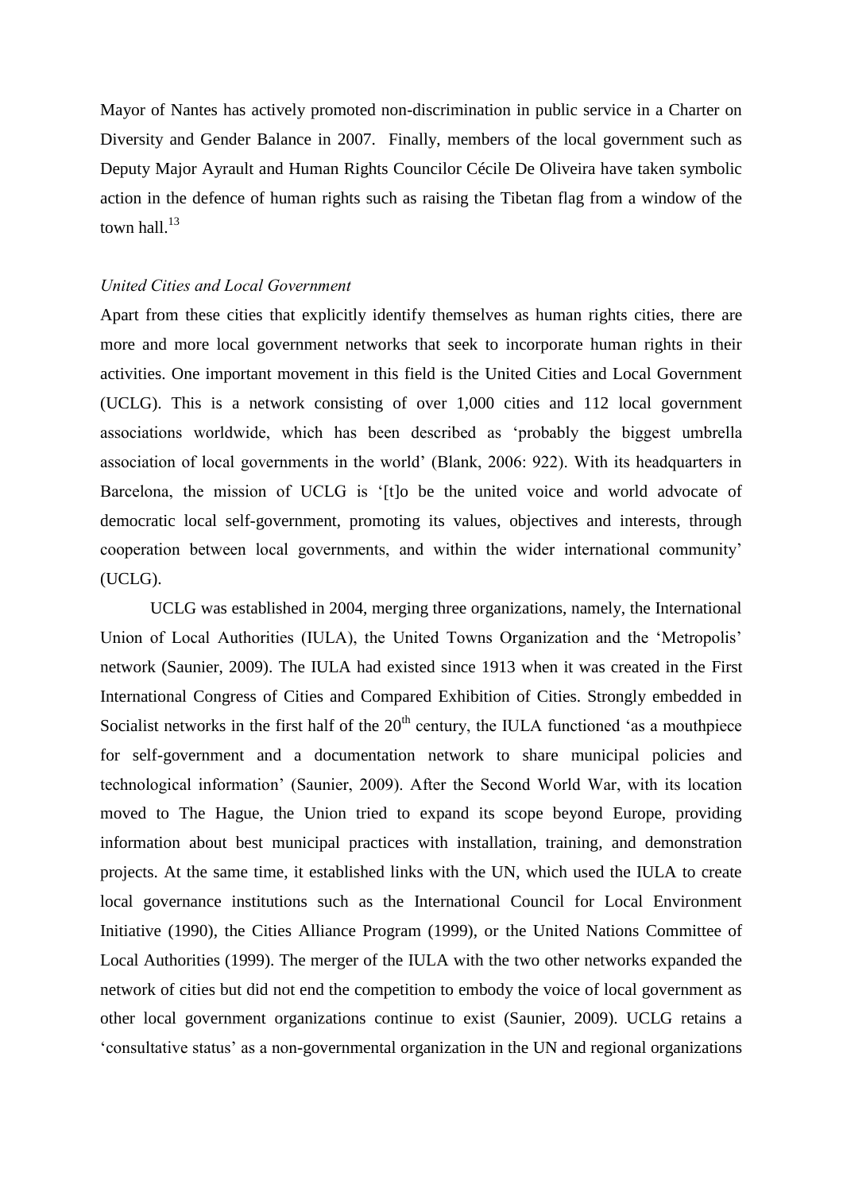Mayor of Nantes has actively promoted non-discrimination in public service in a Charter on Diversity and Gender Balance in 2007. Finally, members of the local government such as Deputy Major Ayrault and Human Rights Councilor Cécile De Oliveira have taken symbolic action in the defence of human rights such as raising the Tibetan flag from a window of the town hall.[13]

*United Cities and Local Government*

Apart from these cities that explicitly identify themselves as human rights cities, there are more and more local government networks that seek to incorporate human rights in their activities. One important movement in this field is the United Cities and Local Government (UCLG). This is a network consisting of over 1,000 cities and 112 local government associations worldwide, which has been described as 'probably the biggest umbrella association of local governments in the world' (Blank, 2006: 922). With its headquarters in Barcelona, the mission of UCLG is '[t]o be the united voice and world advocate of democratic local self-government, promoting its values, objectives and interests, through cooperation between local governments, and within the wider international community' (UCLG).

UCLG was established in 2004, merging three organizations, namely, the International Union of Local Authorities (IULA), the United Towns Organization and the 'Metropolis' network (Saunier, 2009). The IULA had existed since 1913 when it was created in the First International Congress of Cities and Compared Exhibition of Cities. Strongly embedded in Socialist networks in the first half of the 20th century, the IULA functioned 'as a mouthpiece for self-government and a documentation network to share municipal policies and technological information' (Saunier, 2009). After the Second World War, with its location moved to The Hague, the Union tried to expand its scope beyond Europe, providing information about best municipal practices with installation, training, and demonstration projects. At the same time, it established links with the UN, which used the IULA to create local governance institutions such as the International Council for Local Environment Initiative (1990), the Cities Alliance Program (1999), or the United Nations Committee of Local Authorities (1999). The merger of the IULA with the two other networks expanded the network of cities but did not end the competition to embody the voice of local government as other local government organizations continue to exist (Saunier, 2009). UCLG retains a 'consultative status' as a non-governmental organization in the UN and regional organizations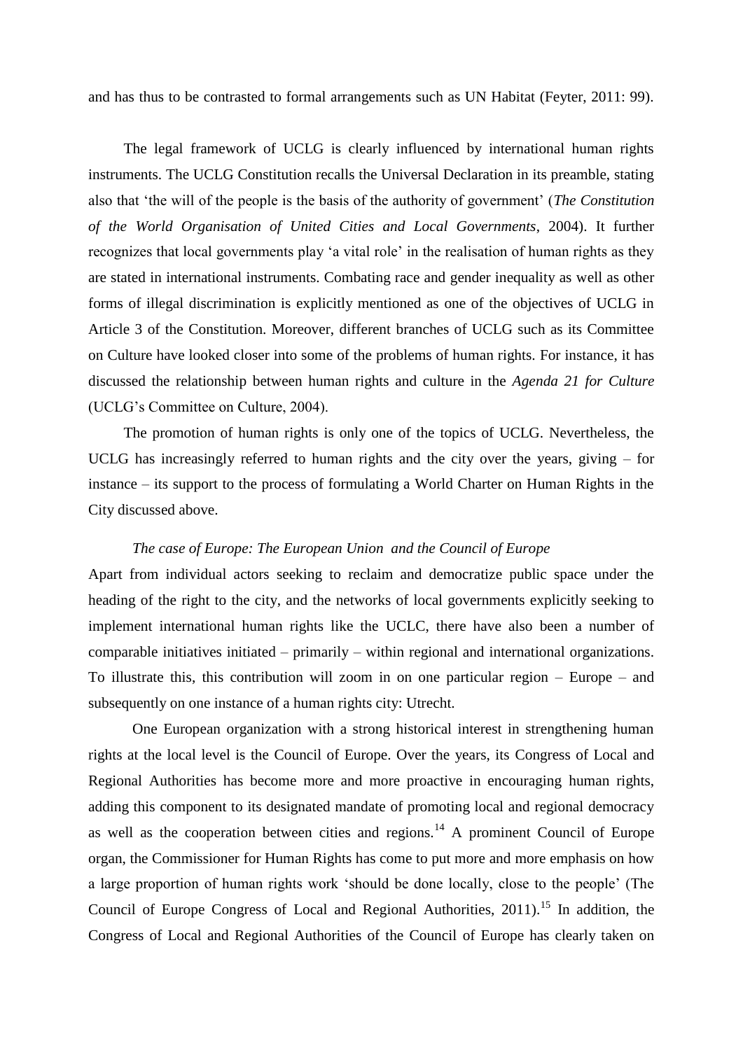and has thus to be contrasted to formal arrangements such as UN Habitat (Feyter, 2011: 99).

The legal framework of UCLG is clearly influenced by international human rights instruments. The UCLG Constitution recalls the Universal Declaration in its preamble, stating also that 'the will of the people is the basis of the authority of government' (*The Constitution of the World Organisation of United Cities and Local Governments*, 2004). It further recognizes that local governments play 'a vital role' in the realisation of human rights as they are stated in international instruments. Combating race and gender inequality as well as other forms of illegal discrimination is explicitly mentioned as one of the objectives of UCLG in Article 3 of the Constitution. Moreover, different branches of UCLG such as its Committee on Culture have looked closer into some of the problems of human rights. For instance, it has discussed the relationship between human rights and culture in the *Agenda 21 for Culture* (UCLG's Committee on Culture, 2004).

The promotion of human rights is only one of the topics of UCLG. Nevertheless, the UCLG has increasingly referred to human rights and the city over the years, giving – for instance – its support to the process of formulating a World Charter on Human Rights in the City discussed above.

*The case of Europe: The European Union and the Council of Europe*

Apart from individual actors seeking to reclaim and democratize public space under the heading of the right to the city, and the networks of local governments explicitly seeking to implement international human rights like the UCLC, there have also been a number of comparable initiatives initiated – primarily – within regional and international organizations. To illustrate this, this contribution will zoom in on one particular region – Europe – and subsequently on one instance of a human rights city: Utrecht.

One European organization with a strong historical interest in strengthening human rights at the local level is the Council of Europe. Over the years, its Congress of Local and Regional Authorities has become more and more proactive in encouraging human rights, adding this component to its designated mandate of promoting local and regional democracy as well as the cooperation between cities and regions.[14] A prominent Council of Europe organ, the Commissioner for Human Rights has come to put more and more emphasis on how a large proportion of human rights work 'should be done locally, close to the people' (The Council of Europe Congress of Local and Regional Authorities, 2011).[15] In addition, the Congress of Local and Regional Authorities of the Council of Europe has clearly taken on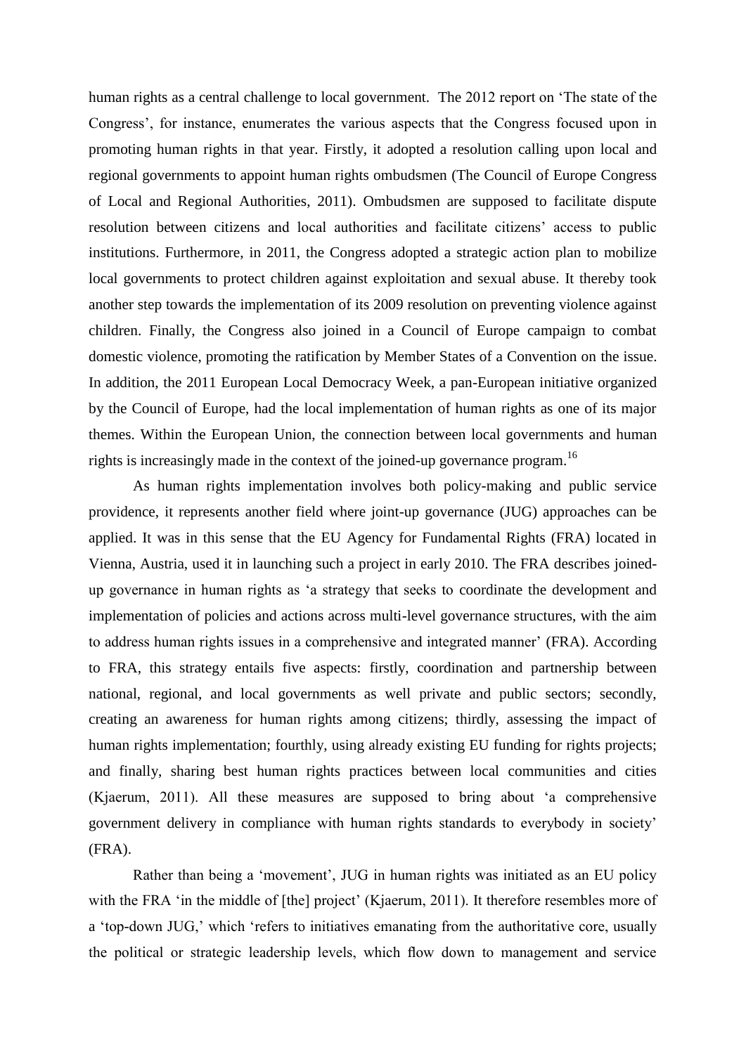human rights as a central challenge to local government. The 2012 report on 'The state of the Congress', for instance, enumerates the various aspects that the Congress focused upon in promoting human rights in that year. Firstly, it adopted a resolution calling upon local and regional governments to appoint human rights ombudsmen (The Council of Europe Congress of Local and Regional Authorities, 2011). Ombudsmen are supposed to facilitate dispute resolution between citizens and local authorities and facilitate citizens' access to public institutions. Furthermore, in 2011, the Congress adopted a strategic action plan to mobilize local governments to protect children against exploitation and sexual abuse. It thereby took another step towards the implementation of its 2009 resolution on preventing violence against children. Finally, the Congress also joined in a Council of Europe campaign to combat domestic violence, promoting the ratification by Member States of a Convention on the issue. In addition, the 2011 European Local Democracy Week, a pan-European initiative organized by the Council of Europe, had the local implementation of human rights as one of its major themes. Within the European Union, the connection between local governments and human rights is increasingly made in the context of the joined-up governance program.[16]

As human rights implementation involves both policy-making and public service providence, it represents another field where joint-up governance (JUG) approaches can be applied. It was in this sense that the EU Agency for Fundamental Rights (FRA) located in Vienna, Austria, used it in launching such a project in early 2010. The FRA describes joined-up governance in human rights as 'a strategy that seeks to coordinate the development and implementation of policies and actions across multi-level governance structures, with the aim to address human rights issues in a comprehensive and integrated manner' (FRA). According to FRA, this strategy entails five aspects: firstly, coordination and partnership between national, regional, and local governments as well private and public sectors; secondly, creating an awareness for human rights among citizens; thirdly, assessing the impact of human rights implementation; fourthly, using already existing EU funding for rights projects; and finally, sharing best human rights practices between local communities and cities (Kjaerum, 2011). All these measures are supposed to bring about 'a comprehensive government delivery in compliance with human rights standards to everybody in society' (FRA).

Rather than being a 'movement', JUG in human rights was initiated as an EU policy with the FRA 'in the middle of [the] project' (Kjaerum, 2011). It therefore resembles more of a 'top-down JUG,' which 'refers to initiatives emanating from the authoritative core, usually the political or strategic leadership levels, which flow down to management and service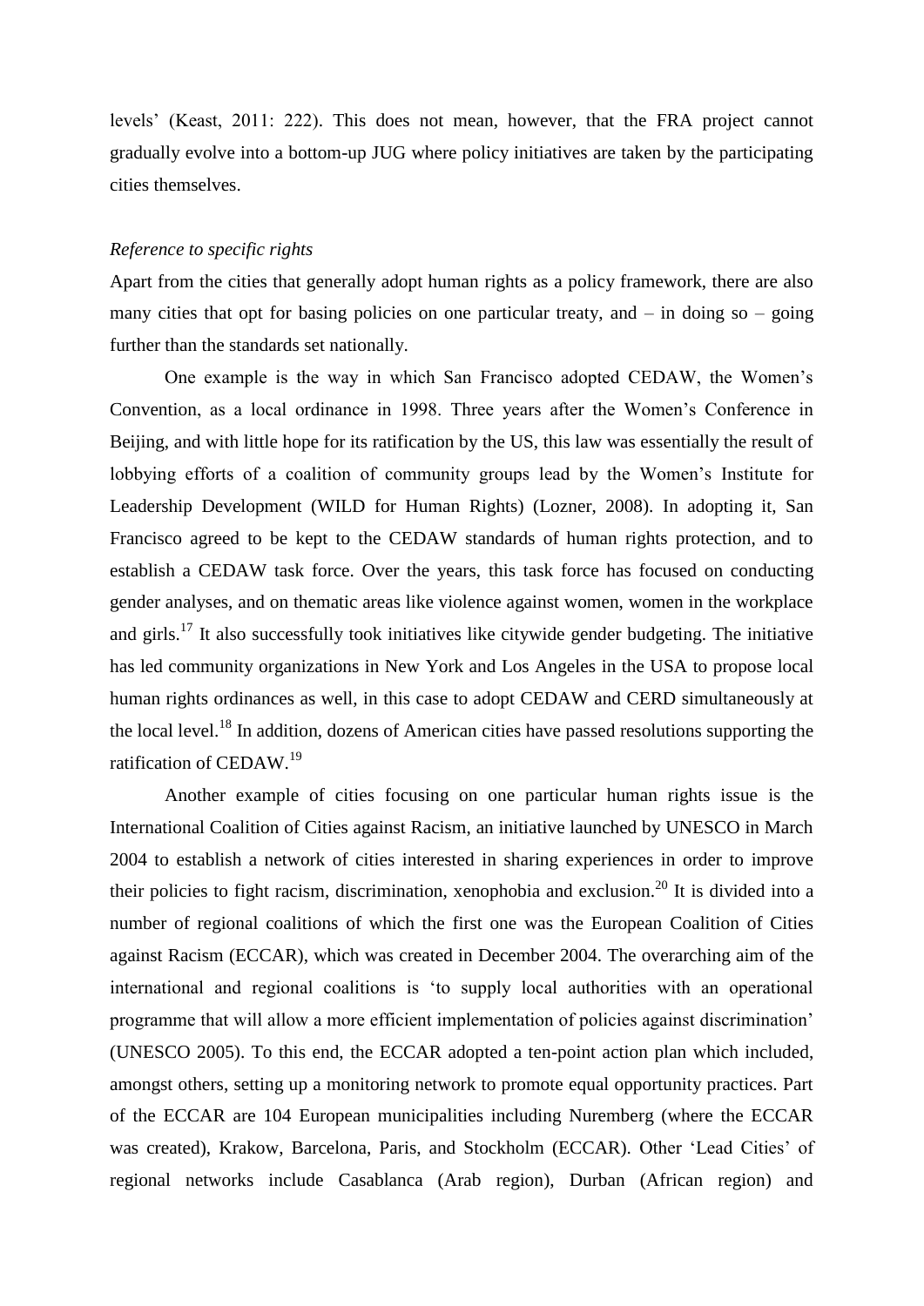levels' (Keast, 2011: 222). This does not mean, however, that the FRA project cannot gradually evolve into a bottom-up JUG where policy initiatives are taken by the participating cities themselves.

*Reference to specific rights*

Apart from the cities that generally adopt human rights as a policy framework, there are also many cities that opt for basing policies on one particular treaty, and – in doing so – going further than the standards set nationally.

One example is the way in which San Francisco adopted CEDAW, the Women's Convention, as a local ordinance in 1998. Three years after the Women's Conference in Beijing, and with little hope for its ratification by the US, this law was essentially the result of lobbying efforts of a coalition of community groups lead by the Women's Institute for Leadership Development (WILD for Human Rights) (Lozner, 2008). In adopting it, San Francisco agreed to be kept to the CEDAW standards of human rights protection, and to establish a CEDAW task force. Over the years, this task force has focused on conducting gender analyses, and on thematic areas like violence against women, women in the workplace and girls.[17] It also successfully took initiatives like citywide gender budgeting. The initiative has led community organizations in New York and Los Angeles in the USA to propose local human rights ordinances as well, in this case to adopt CEDAW and CERD simultaneously at the local level.[18] In addition, dozens of American cities have passed resolutions supporting the ratification of CEDAW.[19]

Another example of cities focusing on one particular human rights issue is the International Coalition of Cities against Racism, an initiative launched by UNESCO in March 2004 to establish a network of cities interested in sharing experiences in order to improve their policies to fight racism, discrimination, xenophobia and exclusion.[20] It is divided into a number of regional coalitions of which the first one was the European Coalition of Cities against Racism (ECCAR), which was created in December 2004. The overarching aim of the international and regional coalitions is 'to supply local authorities with an operational programme that will allow a more efficient implementation of policies against discrimination' (UNESCO 2005). To this end, the ECCAR adopted a ten-point action plan which included, amongst others, setting up a monitoring network to promote equal opportunity practices. Part of the ECCAR are 104 European municipalities including Nuremberg (where the ECCAR was created), Krakow, Barcelona, Paris, and Stockholm (ECCAR). Other 'Lead Cities' of regional networks include Casablanca (Arab region), Durban (African region) and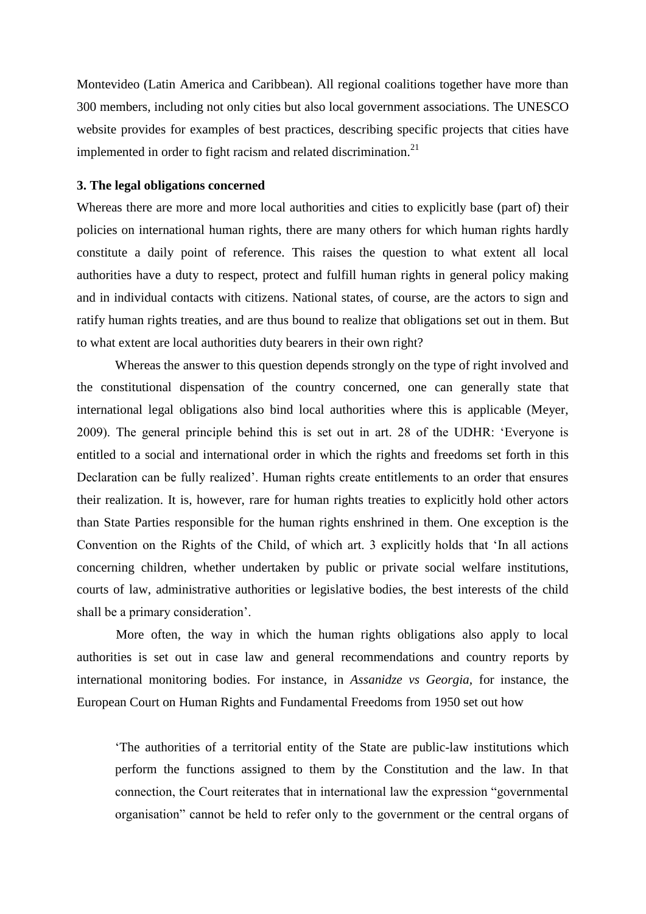Montevideo (Latin America and Caribbean). All regional coalitions together have more than 300 members, including not only cities but also local government associations. The UNESCO website provides for examples of best practices, describing specific projects that cities have implemented in order to fight racism and related discrimination.[21]

## 3. The legal obligations concerned

Whereas there are more and more local authorities and cities to explicitly base (part of) their policies on international human rights, there are many others for which human rights hardly constitute a daily point of reference. This raises the question to what extent all local authorities have a duty to respect, protect and fulfill human rights in general policy making and in individual contacts with citizens. National states, of course, are the actors to sign and ratify human rights treaties, and are thus bound to realize that obligations set out in them. But to what extent are local authorities duty bearers in their own right?

Whereas the answer to this question depends strongly on the type of right involved and the constitutional dispensation of the country concerned, one can generally state that international legal obligations also bind local authorities where this is applicable (Meyer, 2009). The general principle behind this is set out in art. 28 of the UDHR: 'Everyone is entitled to a social and international order in which the rights and freedoms set forth in this Declaration can be fully realized'. Human rights create entitlements to an order that ensures their realization. It is, however, rare for human rights treaties to explicitly hold other actors than State Parties responsible for the human rights enshrined in them. One exception is the Convention on the Rights of the Child, of which art. 3 explicitly holds that 'In all actions concerning children, whether undertaken by public or private social welfare institutions, courts of law, administrative authorities or legislative bodies, the best interests of the child shall be a primary consideration'.

More often, the way in which the human rights obligations also apply to local authorities is set out in case law and general recommendations and country reports by international monitoring bodies. For instance, in *Assanidze vs Georgia*, for instance, the European Court on Human Rights and Fundamental Freedoms from 1950 set out how

> 'The authorities of a territorial entity of the State are public-law institutions which perform the functions assigned to them by the Constitution and the law. In that connection, the Court reiterates that in international law the expression "governmental organisation" cannot be held to refer only to the government or the central organs of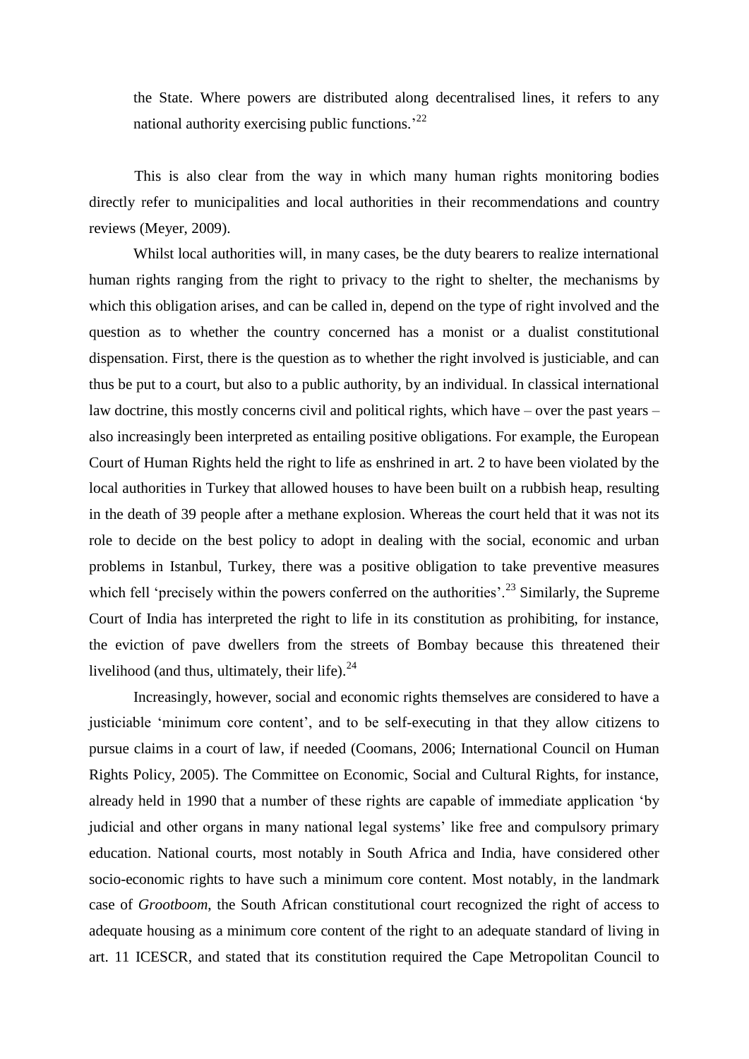the State. Where powers are distributed along decentralised lines, it refers to any national authority exercising public functions.'[22]

This is also clear from the way in which many human rights monitoring bodies directly refer to municipalities and local authorities in their recommendations and country reviews (Meyer, 2009).

Whilst local authorities will, in many cases, be the duty bearers to realize international human rights ranging from the right to privacy to the right to shelter, the mechanisms by which this obligation arises, and can be called in, depend on the type of right involved and the question as to whether the country concerned has a monist or a dualist constitutional dispensation. First, there is the question as to whether the right involved is justiciable, and can thus be put to a court, but also to a public authority, by an individual. In classical international law doctrine, this mostly concerns civil and political rights, which have – over the past years – also increasingly been interpreted as entailing positive obligations. For example, the European Court of Human Rights held the right to life as enshrined in art. 2 to have been violated by the local authorities in Turkey that allowed houses to have been built on a rubbish heap, resulting in the death of 39 people after a methane explosion. Whereas the court held that it was not its role to decide on the best policy to adopt in dealing with the social, economic and urban problems in Istanbul, Turkey, there was a positive obligation to take preventive measures which fell 'precisely within the powers conferred on the authorities'.[23] Similarly, the Supreme Court of India has interpreted the right to life in its constitution as prohibiting, for instance, the eviction of pave dwellers from the streets of Bombay because this threatened their livelihood (and thus, ultimately, their life).[24]

Increasingly, however, social and economic rights themselves are considered to have a justiciable 'minimum core content', and to be self-executing in that they allow citizens to pursue claims in a court of law, if needed (Coomans, 2006; International Council on Human Rights Policy, 2005). The Committee on Economic, Social and Cultural Rights, for instance, already held in 1990 that a number of these rights are capable of immediate application 'by judicial and other organs in many national legal systems' like free and compulsory primary education. National courts, most notably in South Africa and India, have considered other socio-economic rights to have such a minimum core content. Most notably, in the landmark case of *Grootboom*, the South African constitutional court recognized the right of access to adequate housing as a minimum core content of the right to an adequate standard of living in art. 11 ICESCR, and stated that its constitution required the Cape Metropolitan Council to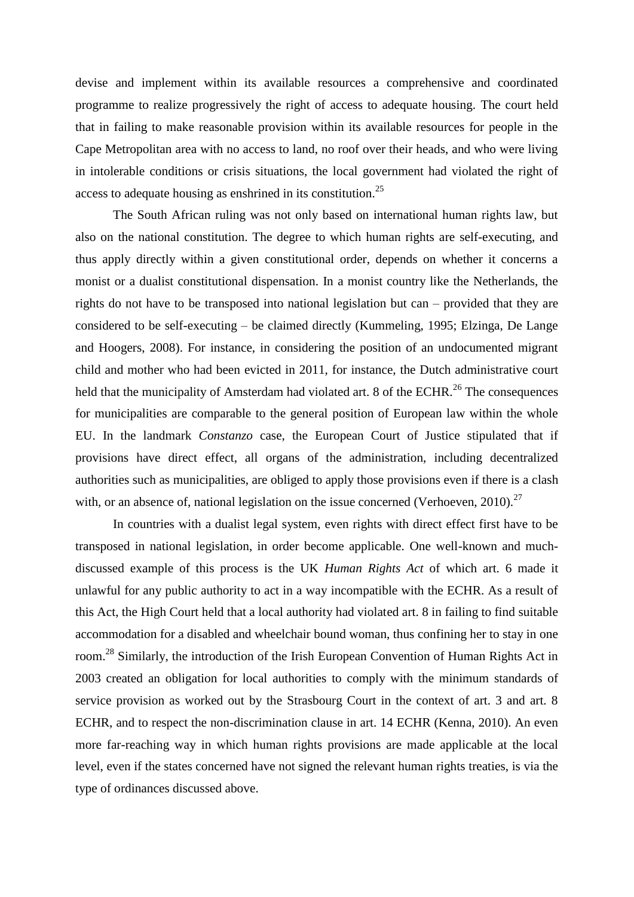devise and implement within its available resources a comprehensive and coordinated programme to realize progressively the right of access to adequate housing. The court held that in failing to make reasonable provision within its available resources for people in the Cape Metropolitan area with no access to land, no roof over their heads, and who were living in intolerable conditions or crisis situations, the local government had violated the right of access to adequate housing as enshrined in its constitution.[25]

The South African ruling was not only based on international human rights law, but also on the national constitution. The degree to which human rights are self-executing, and thus apply directly within a given constitutional order, depends on whether it concerns a monist or a dualist constitutional dispensation. In a monist country like the Netherlands, the rights do not have to be transposed into national legislation but can – provided that they are considered to be self-executing – be claimed directly (Kummeling, 1995; Elzinga, De Lange and Hoogers, 2008). For instance, in considering the position of an undocumented migrant child and mother who had been evicted in 2011, for instance, the Dutch administrative court held that the municipality of Amsterdam had violated art. 8 of the ECHR.[26] The consequences for municipalities are comparable to the general position of European law within the whole EU. In the landmark *Constanzo* case, the European Court of Justice stipulated that if provisions have direct effect, all organs of the administration, including decentralized authorities such as municipalities, are obliged to apply those provisions even if there is a clash with, or an absence of, national legislation on the issue concerned (Verhoeven, 2010).[27]

In countries with a dualist legal system, even rights with direct effect first have to be transposed in national legislation, in order become applicable. One well-known and much-discussed example of this process is the UK *Human Rights Act* of which art. 6 made it unlawful for any public authority to act in a way incompatible with the ECHR. As a result of this Act, the High Court held that a local authority had violated art. 8 in failing to find suitable accommodation for a disabled and wheelchair bound woman, thus confining her to stay in one room.[28] Similarly, the introduction of the Irish European Convention of Human Rights Act in 2003 created an obligation for local authorities to comply with the minimum standards of service provision as worked out by the Strasbourg Court in the context of art. 3 and art. 8 ECHR, and to respect the non-discrimination clause in art. 14 ECHR (Kenna, 2010). An even more far-reaching way in which human rights provisions are made applicable at the local level, even if the states concerned have not signed the relevant human rights treaties, is via the type of ordinances discussed above.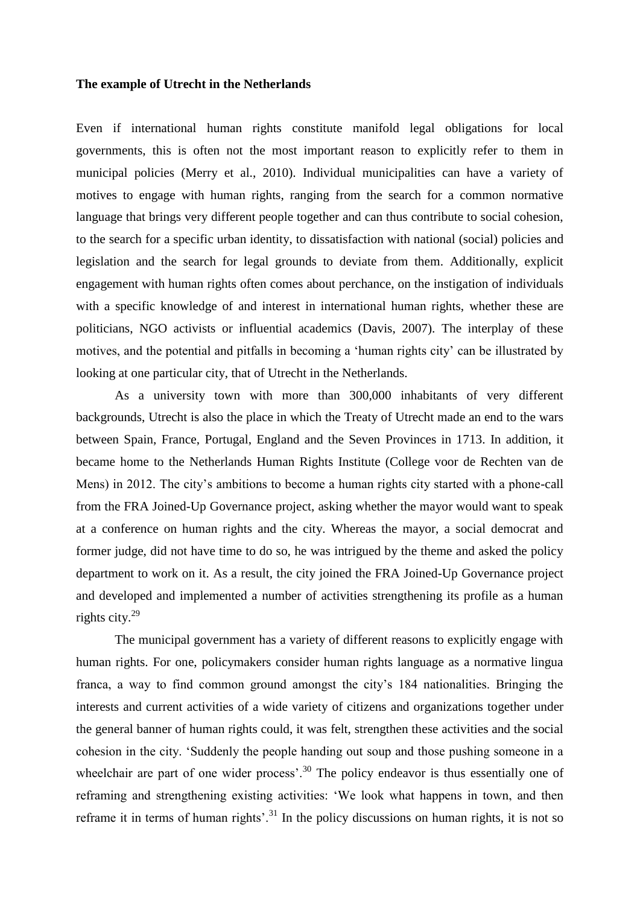**The example of Utrecht in the Netherlands**

Even if international human rights constitute manifold legal obligations for local governments, this is often not the most important reason to explicitly refer to them in municipal policies (Merry et al., 2010). Individual municipalities can have a variety of motives to engage with human rights, ranging from the search for a common normative language that brings very different people together and can thus contribute to social cohesion, to the search for a specific urban identity, to dissatisfaction with national (social) policies and legislation and the search for legal grounds to deviate from them. Additionally, explicit engagement with human rights often comes about perchance, on the instigation of individuals with a specific knowledge of and interest in international human rights, whether these are politicians, NGO activists or influential academics (Davis, 2007). The interplay of these motives, and the potential and pitfalls in becoming a 'human rights city' can be illustrated by looking at one particular city, that of Utrecht in the Netherlands.

As a university town with more than 300,000 inhabitants of very different backgrounds, Utrecht is also the place in which the Treaty of Utrecht made an end to the wars between Spain, France, Portugal, England and the Seven Provinces in 1713. In addition, it became home to the Netherlands Human Rights Institute (College voor de Rechten van de Mens) in 2012. The city's ambitions to become a human rights city started with a phone-call from the FRA Joined-Up Governance project, asking whether the mayor would want to speak at a conference on human rights and the city. Whereas the mayor, a social democrat and former judge, did not have time to do so, he was intrigued by the theme and asked the policy department to work on it. As a result, the city joined the FRA Joined-Up Governance project and developed and implemented a number of activities strengthening its profile as a human rights city.[29]

The municipal government has a variety of different reasons to explicitly engage with human rights. For one, policymakers consider human rights language as a normative lingua franca, a way to find common ground amongst the city's 184 nationalities. Bringing the interests and current activities of a wide variety of citizens and organizations together under the general banner of human rights could, it was felt, strengthen these activities and the social cohesion in the city. 'Suddenly the people handing out soup and those pushing someone in a wheelchair are part of one wider process'.[30] The policy endeavor is thus essentially one of reframing and strengthening existing activities: 'We look what happens in town, and then reframe it in terms of human rights'.[31] In the policy discussions on human rights, it is not so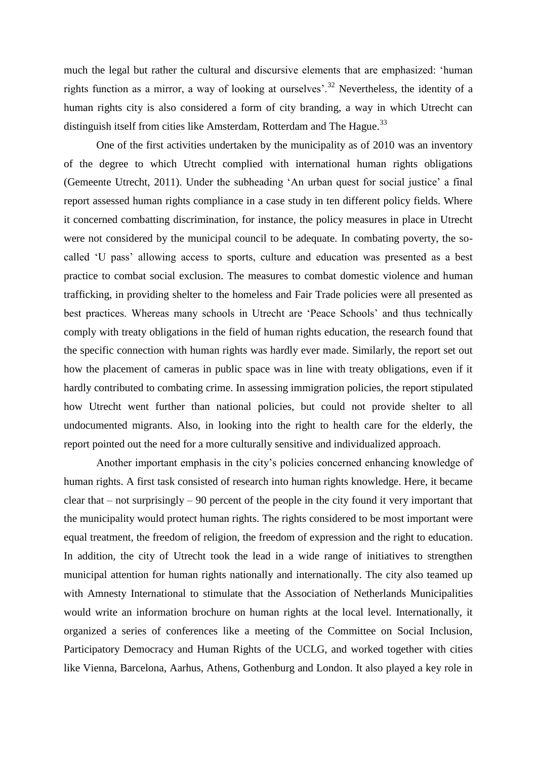much the legal but rather the cultural and discursive elements that are emphasized: 'human rights function as a mirror, a way of looking at ourselves'.[32] Nevertheless, the identity of a human rights city is also considered a form of city branding, a way in which Utrecht can distinguish itself from cities like Amsterdam, Rotterdam and The Hague.[33]

One of the first activities undertaken by the municipality as of 2010 was an inventory of the degree to which Utrecht complied with international human rights obligations (Gemeente Utrecht, 2011). Under the subheading 'An urban quest for social justice' a final report assessed human rights compliance in a case study in ten different policy fields. Where it concerned combatting discrimination, for instance, the policy measures in place in Utrecht were not considered by the municipal council to be adequate. In combating poverty, the so-called 'U pass' allowing access to sports, culture and education was presented as a best practice to combat social exclusion. The measures to combat domestic violence and human trafficking, in providing shelter to the homeless and Fair Trade policies were all presented as best practices. Whereas many schools in Utrecht are 'Peace Schools' and thus technically comply with treaty obligations in the field of human rights education, the research found that the specific connection with human rights was hardly ever made. Similarly, the report set out how the placement of cameras in public space was in line with treaty obligations, even if it hardly contributed to combating crime. In assessing immigration policies, the report stipulated how Utrecht went further than national policies, but could not provide shelter to all undocumented migrants. Also, in looking into the right to health care for the elderly, the report pointed out the need for a more culturally sensitive and individualized approach.

Another important emphasis in the city's policies concerned enhancing knowledge of human rights. A first task consisted of research into human rights knowledge. Here, it became clear that – not surprisingly – 90 percent of the people in the city found it very important that the municipality would protect human rights. The rights considered to be most important were equal treatment, the freedom of religion, the freedom of expression and the right to education. In addition, the city of Utrecht took the lead in a wide range of initiatives to strengthen municipal attention for human rights nationally and internationally. The city also teamed up with Amnesty International to stimulate that the Association of Netherlands Municipalities would write an information brochure on human rights at the local level. Internationally, it organized a series of conferences like a meeting of the Committee on Social Inclusion, Participatory Democracy and Human Rights of the UCLG, and worked together with cities like Vienna, Barcelona, Aarhus, Athens, Gothenburg and London. It also played a key role in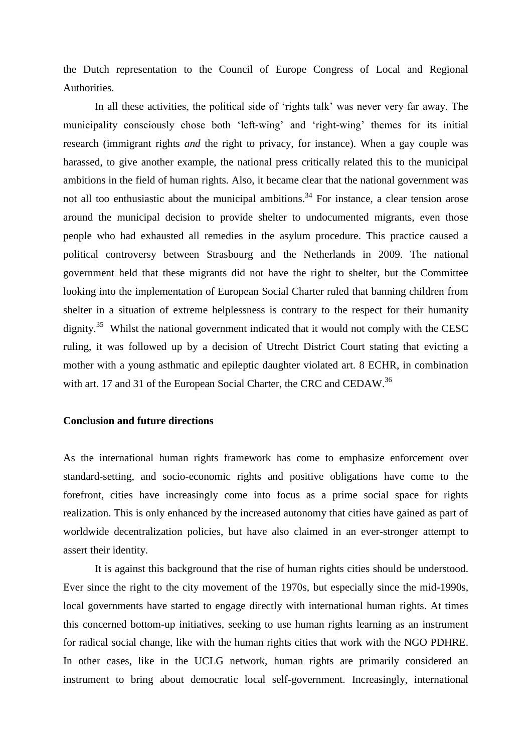the Dutch representation to the Council of Europe Congress of Local and Regional Authorities.

In all these activities, the political side of 'rights talk' was never very far away. The municipality consciously chose both 'left-wing' and 'right-wing' themes for its initial research (immigrant rights *and* the right to privacy, for instance). When a gay couple was harassed, to give another example, the national press critically related this to the municipal ambitions in the field of human rights. Also, it became clear that the national government was not all too enthusiastic about the municipal ambitions.[34] For instance, a clear tension arose around the municipal decision to provide shelter to undocumented migrants, even those people who had exhausted all remedies in the asylum procedure. This practice caused a political controversy between Strasbourg and the Netherlands in 2009. The national government held that these migrants did not have the right to shelter, but the Committee looking into the implementation of European Social Charter ruled that banning children from shelter in a situation of extreme helplessness is contrary to the respect for their humanity dignity.[35] Whilst the national government indicated that it would not comply with the CESC ruling, it was followed up by a decision of Utrecht District Court stating that evicting a mother with a young asthmatic and epileptic daughter violated art. 8 ECHR, in combination with art. 17 and 31 of the European Social Charter, the CRC and CEDAW.[36]

## Conclusion and future directions

As the international human rights framework has come to emphasize enforcement over standard-setting, and socio-economic rights and positive obligations have come to the forefront, cities have increasingly come into focus as a prime social space for rights realization. This is only enhanced by the increased autonomy that cities have gained as part of worldwide decentralization policies, but have also claimed in an ever-stronger attempt to assert their identity.

It is against this background that the rise of human rights cities should be understood. Ever since the right to the city movement of the 1970s, but especially since the mid-1990s, local governments have started to engage directly with international human rights. At times this concerned bottom-up initiatives, seeking to use human rights learning as an instrument for radical social change, like with the human rights cities that work with the NGO PDHRE. In other cases, like in the UCLG network, human rights are primarily considered an instrument to bring about democratic local self-government. Increasingly, international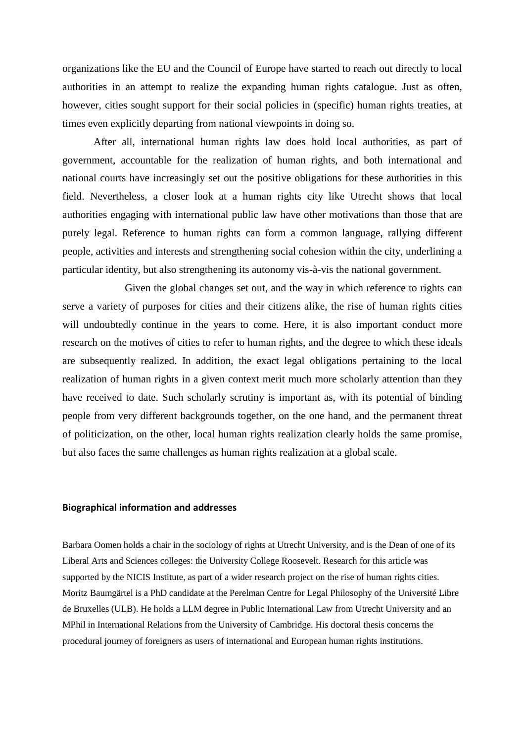organizations like the EU and the Council of Europe have started to reach out directly to local authorities in an attempt to realize the expanding human rights catalogue. Just as often, however, cities sought support for their social policies in (specific) human rights treaties, at times even explicitly departing from national viewpoints in doing so.

After all, international human rights law does hold local authorities, as part of government, accountable for the realization of human rights, and both international and national courts have increasingly set out the positive obligations for these authorities in this field. Nevertheless, a closer look at a human rights city like Utrecht shows that local authorities engaging with international public law have other motivations than those that are purely legal. Reference to human rights can form a common language, rallying different people, activities and interests and strengthening social cohesion within the city, underlining a particular identity, but also strengthening its autonomy vis-à-vis the national government.

Given the global changes set out, and the way in which reference to rights can serve a variety of purposes for cities and their citizens alike, the rise of human rights cities will undoubtedly continue in the years to come. Here, it is also important conduct more research on the motives of cities to refer to human rights, and the degree to which these ideals are subsequently realized. In addition, the exact legal obligations pertaining to the local realization of human rights in a given context merit much more scholarly attention than they have received to date. Such scholarly scrutiny is important as, with its potential of binding people from very different backgrounds together, on the one hand, and the permanent threat of politicization, on the other, local human rights realization clearly holds the same promise, but also faces the same challenges as human rights realization at a global scale.

## Biographical information and addresses

Barbara Oomen holds a chair in the sociology of rights at Utrecht University, and is the Dean of one of its Liberal Arts and Sciences colleges: the University College Roosevelt. Research for this article was supported by the NICIS Institute, as part of a wider research project on the rise of human rights cities. Moritz Baumgärtel is a PhD candidate at the Perelman Centre for Legal Philosophy of the Université Libre de Bruxelles (ULB). He holds a LLM degree in Public International Law from Utrecht University and an MPhil in International Relations from the University of Cambridge. His doctoral thesis concerns the procedural journey of foreigners as users of international and European human rights institutions.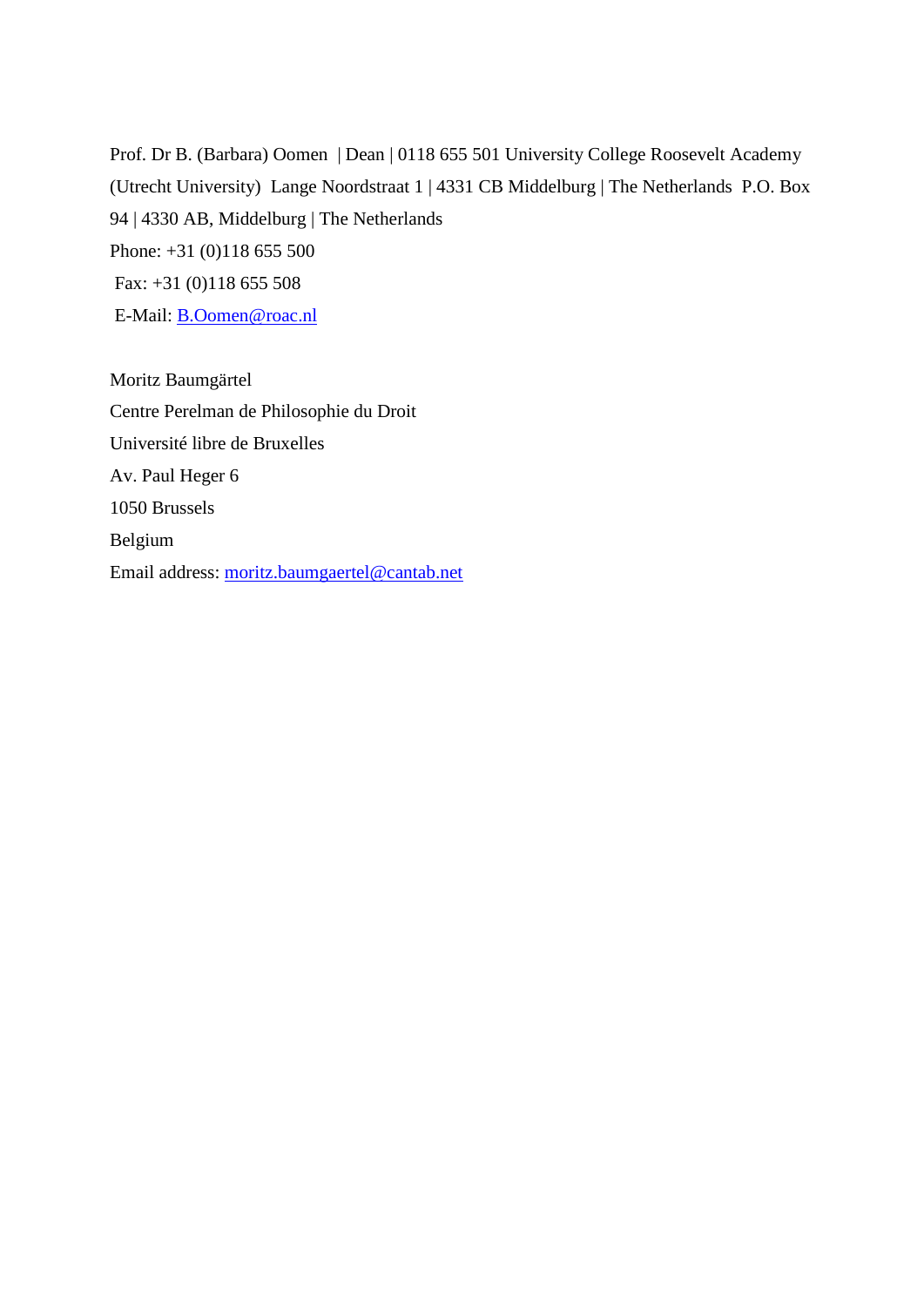Prof. Dr B. (Barbara) Oomen | Dean | 0118 655 501 University College Roosevelt Academy (Utrecht University) Lange Noordstraat 1 | 4331 CB Middelburg | The Netherlands P.O. Box 94 | 4330 AB, Middelburg | The Netherlands

Phone: +31 (0)118 655 500

Fax: +31 (0)118 655 508

E-Mail: B.Oomen@roac.nl

Moritz Baumgärtel

Centre Perelman de Philosophie du Droit

Université libre de Bruxelles

Av. Paul Heger 6

1050 Brussels

Belgium

Email address: moritz.baumgaertel@cantab.net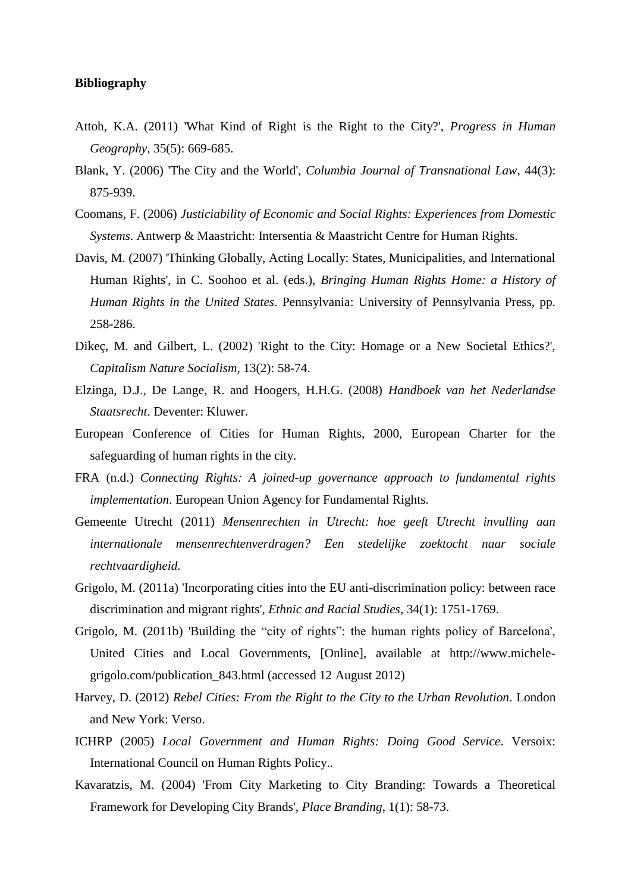**Bibliography**

Attoh, K.A. (2011) 'What Kind of Right is the Right to the City?', *Progress in Human Geography*, 35(5): 669-685.

Blank, Y. (2006) 'The City and the World', *Columbia Journal of Transnational Law*, 44(3): 875-939.

Coomans, F. (2006) *Justiciability of Economic and Social Rights: Experiences from Domestic Systems*. Antwerp & Maastricht: Intersentia & Maastricht Centre for Human Rights.

Davis, M. (2007) 'Thinking Globally, Acting Locally: States, Municipalities, and International Human Rights', in C. Soohoo et al. (eds.), *Bringing Human Rights Home: a History of Human Rights in the United States*. Pennsylvania: University of Pennsylvania Press, pp. 258-286.

Dikeç, M. and Gilbert, L. (2002) 'Right to the City: Homage or a New Societal Ethics?', *Capitalism Nature Socialism*, 13(2): 58-74.

Elzinga, D.J., De Lange, R. and Hoogers, H.H.G. (2008) *Handboek van het Nederlandse Staatsrecht*. Deventer: Kluwer.

European Conference of Cities for Human Rights, 2000, European Charter for the safeguarding of human rights in the city.

FRA (n.d.) *Connecting Rights: A joined-up governance approach to fundamental rights implementation*. European Union Agency for Fundamental Rights.

Gemeente Utrecht (2011) *Mensenrechten in Utrecht: hoe geeft Utrecht invulling aan internationale mensenrechtenverdragen? Een stedelijke zoektocht naar sociale rechtvaardigheid.*

Grigolo, M. (2011a) 'Incorporating cities into the EU anti-discrimination policy: between race discrimination and migrant rights', *Ethnic and Racial Studies*, 34(1): 1751-1769.

Grigolo, M. (2011b) 'Building the “city of rights”: the human rights policy of Barcelona', United Cities and Local Governments, [Online], available at http://www.michele-grigolo.com/publication_843.html (accessed 12 August 2012)

Harvey, D. (2012) *Rebel Cities: From the Right to the City to the Urban Revolution*. London and New York: Verso.

ICHRP (2005) *Local Government and Human Rights: Doing Good Service*. Versoix: International Council on Human Rights Policy..

Kavaratzis, M. (2004) 'From City Marketing to City Branding: Towards a Theoretical Framework for Developing City Brands', *Place Branding*, 1(1): 58-73.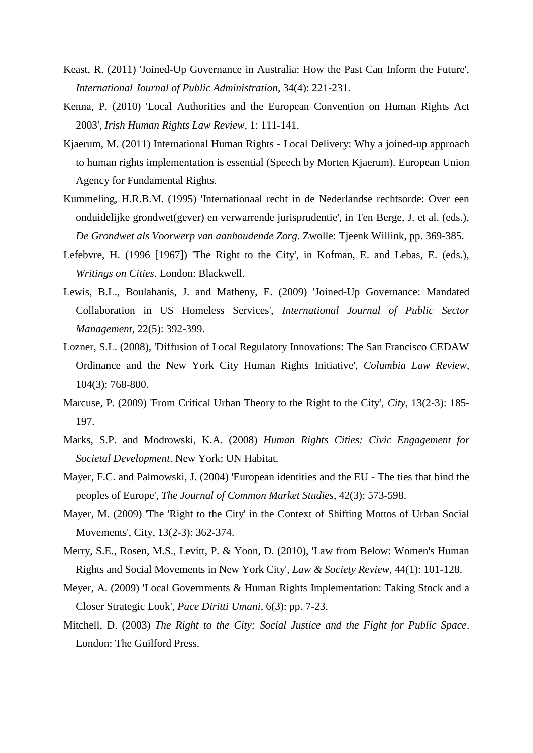Keast, R. (2011) 'Joined-Up Governance in Australia: How the Past Can Inform the Future', *International Journal of Public Administration*, 34(4): 221-231.

Kenna, P. (2010) 'Local Authorities and the European Convention on Human Rights Act 2003', *Irish Human Rights Law Review*, 1: 111-141.

Kjaerum, M. (2011) International Human Rights - Local Delivery: Why a joined-up approach to human rights implementation is essential (Speech by Morten Kjaerum). European Union Agency for Fundamental Rights.

Kummeling, H.R.B.M. (1995) 'Internationaal recht in de Nederlandse rechtsorde: Over een onduidelijke grondwet(gever) en verwarrende jurisprudentie', in Ten Berge, J. et al. (eds.), *De Grondwet als Voorwerp van aanhoudende Zorg*. Zwolle: Tjeenk Willink, pp. 369-385.

Lefebvre, H. (1996 [1967]) 'The Right to the City', in Kofman, E. and Lebas, E. (eds.), *Writings on Cities*. London: Blackwell.

Lewis, B.L., Boulahanis, J. and Matheny, E. (2009) 'Joined-Up Governance: Mandated Collaboration in US Homeless Services', *International Journal of Public Sector Management*, 22(5): 392-399.

Lozner, S.L. (2008), 'Diffusion of Local Regulatory Innovations: The San Francisco CEDAW Ordinance and the New York City Human Rights Initiative', *Columbia Law Review*, 104(3): 768-800.

Marcuse, P. (2009) 'From Critical Urban Theory to the Right to the City', *City*, 13(2-3): 185-197.

Marks, S.P. and Modrowski, K.A. (2008) *Human Rights Cities: Civic Engagement for Societal Development*. New York: UN Habitat.

Mayer, F.C. and Palmowski, J. (2004) 'European identities and the EU - The ties that bind the peoples of Europe', *The Journal of Common Market Studies*, 42(3): 573-598.

Mayer, M. (2009) 'The 'Right to the City' in the Context of Shifting Mottos of Urban Social Movements', City, 13(2-3): 362-374.

Merry, S.E., Rosen, M.S., Levitt, P. & Yoon, D. (2010), 'Law from Below: Women's Human Rights and Social Movements in New York City', *Law & Society Review*, 44(1): 101-128.

Meyer, A. (2009) 'Local Governments & Human Rights Implementation: Taking Stock and a Closer Strategic Look', *Pace Diritti Umani*, 6(3): pp. 7-23.

Mitchell, D. (2003) *The Right to the City: Social Justice and the Fight for Public Space*. London: The Guilford Press.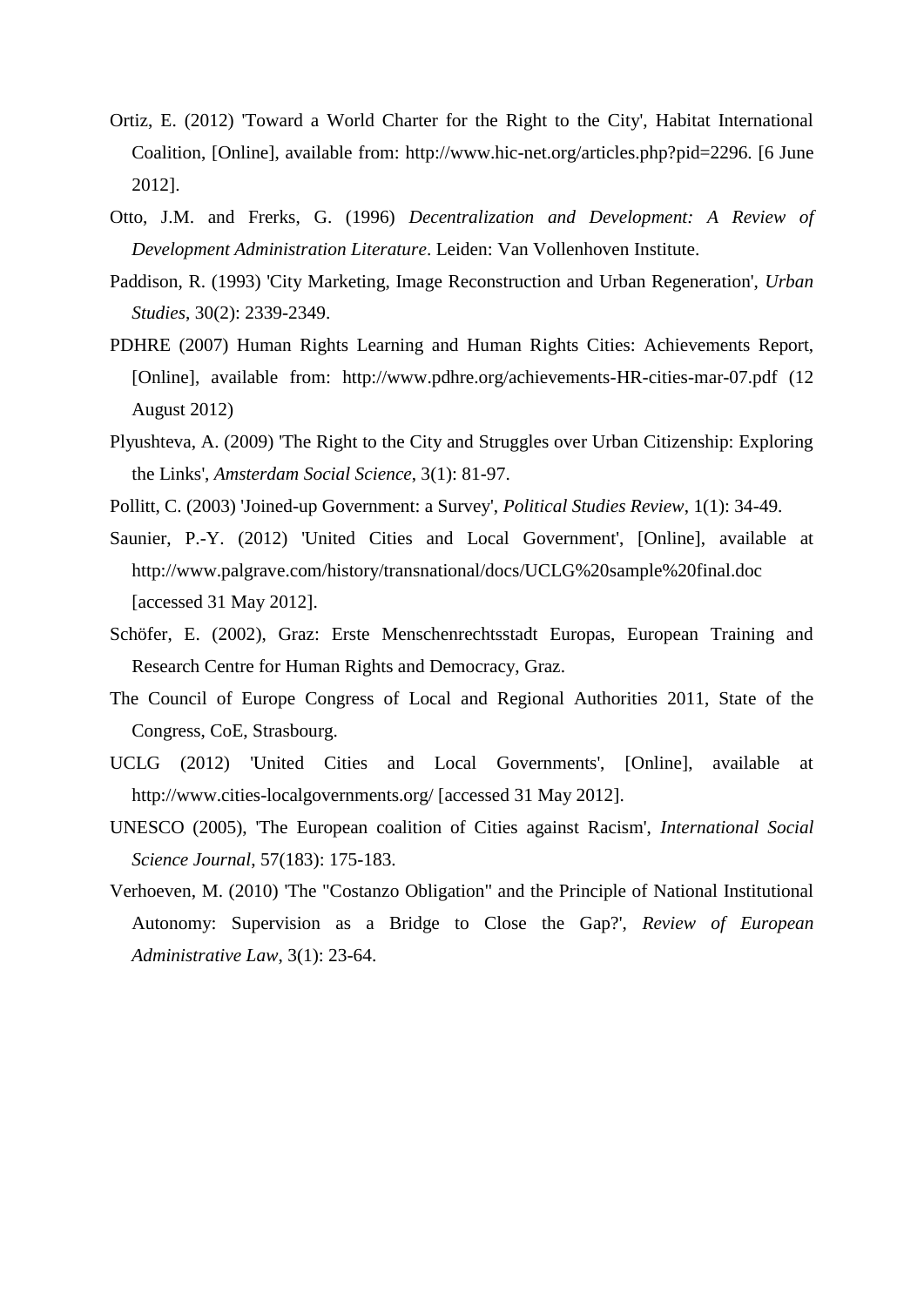Ortiz, E. (2012) 'Toward a World Charter for the Right to the City', Habitat International Coalition, [Online], available from: http://www.hic-net.org/articles.php?pid=2296. [6 June 2012].

Otto, J.M. and Frerks, G. (1996) *Decentralization and Development: A Review of Development Administration Literature*. Leiden: Van Vollenhoven Institute.

Paddison, R. (1993) 'City Marketing, Image Reconstruction and Urban Regeneration', *Urban Studies*, 30(2): 2339-2349.

PDHRE (2007) Human Rights Learning and Human Rights Cities: Achievements Report, [Online], available from: http://www.pdhre.org/achievements-HR-cities-mar-07.pdf (12 August 2012)

Plyushteva, A. (2009) 'The Right to the City and Struggles over Urban Citizenship: Exploring the Links', *Amsterdam Social Science*, 3(1): 81-97.

Pollitt, C. (2003) 'Joined-up Government: a Survey', *Political Studies Review*, 1(1): 34-49.

Saunier, P.-Y. (2012) 'United Cities and Local Government', [Online], available at http://www.palgrave.com/history/transnational/docs/UCLG%20sample%20final.doc [accessed 31 May 2012].

Schöfer, E. (2002), Graz: Erste Menschenrechtsstadt Europas, European Training and Research Centre for Human Rights and Democracy, Graz.

The Council of Europe Congress of Local and Regional Authorities 2011, State of the Congress, CoE, Strasbourg.

UCLG (2012) 'United Cities and Local Governments', [Online], available at http://www.cities-localgovernments.org/ [accessed 31 May 2012].

UNESCO (2005), 'The European coalition of Cities against Racism', *International Social Science Journal*, 57(183): 175-183.

Verhoeven, M. (2010) 'The "Costanzo Obligation" and the Principle of National Institutional Autonomy: Supervision as a Bridge to Close the Gap?', *Review of European Administrative Law*, 3(1): 23-64.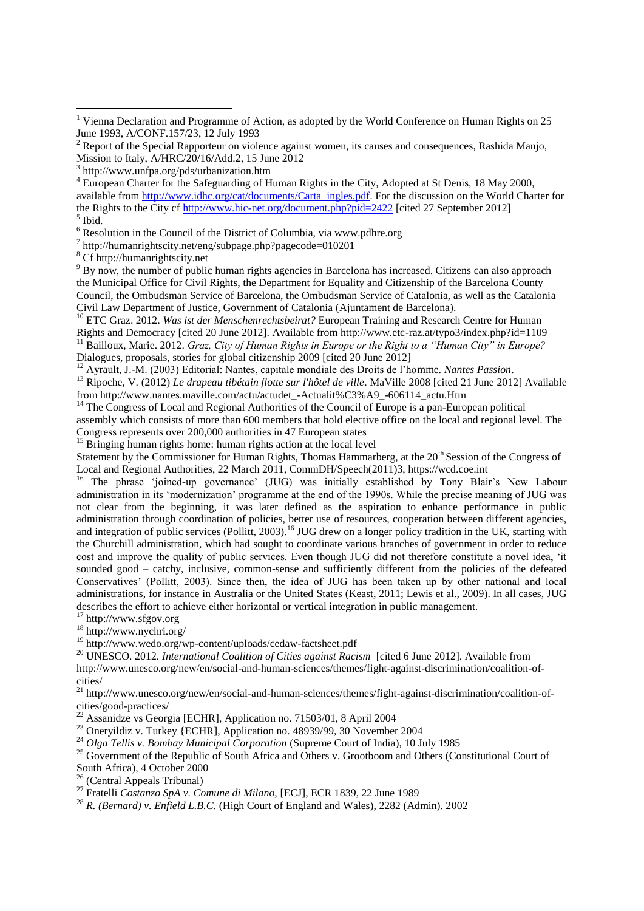[1] Vienna Declaration and Programme of Action, as adopted by the World Conference on Human Rights on 25 June 1993, A/CONF.157/23, 12 July 1993

[2] Report of the Special Rapporteur on violence against women, its causes and consequences, Rashida Manjo, Mission to Italy, A/HRC/20/16/Add.2, 15 June 2012

[3] http://www.unfpa.org/pds/urbanization.htm

[4] European Charter for the Safeguarding of Human Rights in the City, Adopted at St Denis, 18 May 2000, available from http://www.idhc.org/cat/documents/Carta_ingles.pdf. For the discussion on the World Charter for the Rights to the City cf http://www.hic-net.org/document.php?pid=2422 [cited 27 September 2012]

[5] Ibid.

[6] Resolution in the Council of the District of Columbia, via www.pdhre.org

[7] http://humanrightscity.net/eng/subpage.php?pagecode=010201

[8] Cf http://humanrightscity.net

[9] By now, the number of public human rights agencies in Barcelona has increased. Citizens can also approach the Municipal Office for Civil Rights, the Department for Equality and Citizenship of the Barcelona County Council, the Ombudsman Service of Barcelona, the Ombudsman Service of Catalonia, as well as the Catalonia Civil Law Department of Justice, Government of Catalonia (Ajuntament de Barcelona).

[10] ETC Graz. 2012. *Was ist der Menschenrechtsbeirat?* European Training and Research Centre for Human Rights and Democracy [cited 20 June 2012]. Available from http://www.etc-raz.at/typo3/index.php?id=1109

[11] Bailloux, Marie. 2012. *Graz, City of Human Rights in Europe or the Right to a "Human City" in Europe?* Dialogues, proposals, stories for global citizenship 2009 [cited 20 June 2012]

[12] Ayrault, J.-M. (2003) Editorial: Nantes, capitale mondiale des Droits de l'homme. *Nantes Passion*.

[13] Ripoche, V. (2012) *Le drapeau tibétain flotte sur l'hôtel de ville*. MaVille 2008 [cited 21 June 2012] Available from http://www.nantes.maville.com/actu/actudet_-Actualit%C3%A9_-606114_actu.Htm

[14] The Congress of Local and Regional Authorities of the Council of Europe is a pan-European political assembly which consists of more than 600 members that hold elective office on the local and regional level. The Congress represents over 200,000 authorities in 47 European states

[15] Bringing human rights home: human rights action at the local level
Statement by the Commissioner for Human Rights, Thomas Hammarberg, at the 20th Session of the Congress of Local and Regional Authorities, 22 March 2011, CommDH/Speech(2011)3, https://wcd.coe.int

[16] The phrase 'joined-up governance' (JUG) was initially established by Tony Blair's New Labour administration in its 'modernization' programme at the end of the 1990s. While the precise meaning of JUG was not clear from the beginning, it was later defined as the aspiration to enhance performance in public administration through coordination of policies, better use of resources, cooperation between different agencies, and integration of public services (Pollitt, 2003).[16] JUG drew on a longer policy tradition in the UK, starting with the Churchill administration, which had sought to coordinate various branches of government in order to reduce cost and improve the quality of public services. Even though JUG did not therefore constitute a novel idea, 'it sounded good – catchy, inclusive, common-sense and sufficiently different from the policies of the defeated Conservatives' (Pollitt, 2003). Since then, the idea of JUG has been taken up by other national and local administrations, for instance in Australia or the United States (Keast, 2011; Lewis et al., 2009). In all cases, JUG describes the effort to achieve either horizontal or vertical integration in public management.

[17] http://www.sfgov.org

[18] http://www.nychri.org/

[19] http://www.wedo.org/wp-content/uploads/cedaw-factsheet.pdf

[20] UNESCO. 2012. *International Coalition of Cities against Racism* [cited 6 June 2012]. Available from http://www.unesco.org/new/en/social-and-human-sciences/themes/fight-against-discrimination/coalition-of-cities/

[21] http://www.unesco.org/new/en/social-and-human-sciences/themes/fight-against-discrimination/coalition-of-cities/good-practices/

[22] Assanidze vs Georgia [ECHR], Application no. 71503/01, 8 April 2004

[23] Oneryildiz v. Turkey {ECHR], Application no. 48939/99, 30 November 2004

[24] *Olga Tellis v. Bombay Municipal Corporation* (Supreme Court of India), 10 July 1985

[25] Government of the Republic of South Africa and Others v. Grootboom and Others (Constitutional Court of South Africa), 4 October 2000

[26] (Central Appeals Tribunal)

[27] Fratelli *Costanzo SpA v. Comune di Milano,* [ECJ], ECR 1839, 22 June 1989

[28] *R. (Bernard) v. Enfield L.B.C.* (High Court of England and Wales), 2282 (Admin). 2002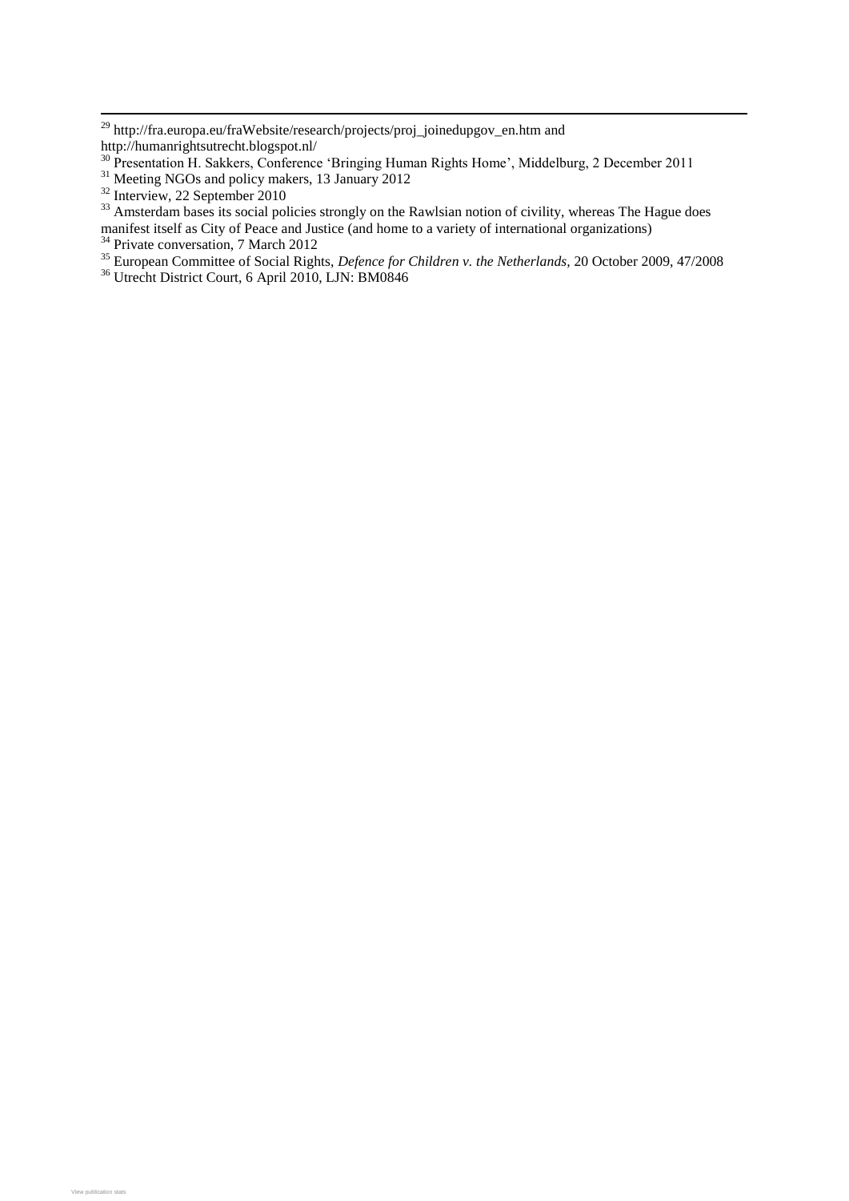[29] http://fra.europa.eu/fraWebsite/research/projects/proj_joinedupgov_en.htm and http://humanrightsutrecht.blogspot.nl/

[30] Presentation H. Sakkers, Conference 'Bringing Human Rights Home', Middelburg, 2 December 2011

[31] Meeting NGOs and policy makers, 13 January 2012

[32] Interview, 22 September 2010

[33] Amsterdam bases its social policies strongly on the Rawlsian notion of civility, whereas The Hague does manifest itself as City of Peace and Justice (and home to a variety of international organizations)

[34] Private conversation, 7 March 2012

[35] European Committee of Social Rights, *Defence for Children v. the Netherlands,* 20 October 2009, 47/2008

[36] Utrecht District Court, 6 April 2010, LJN: BM0846